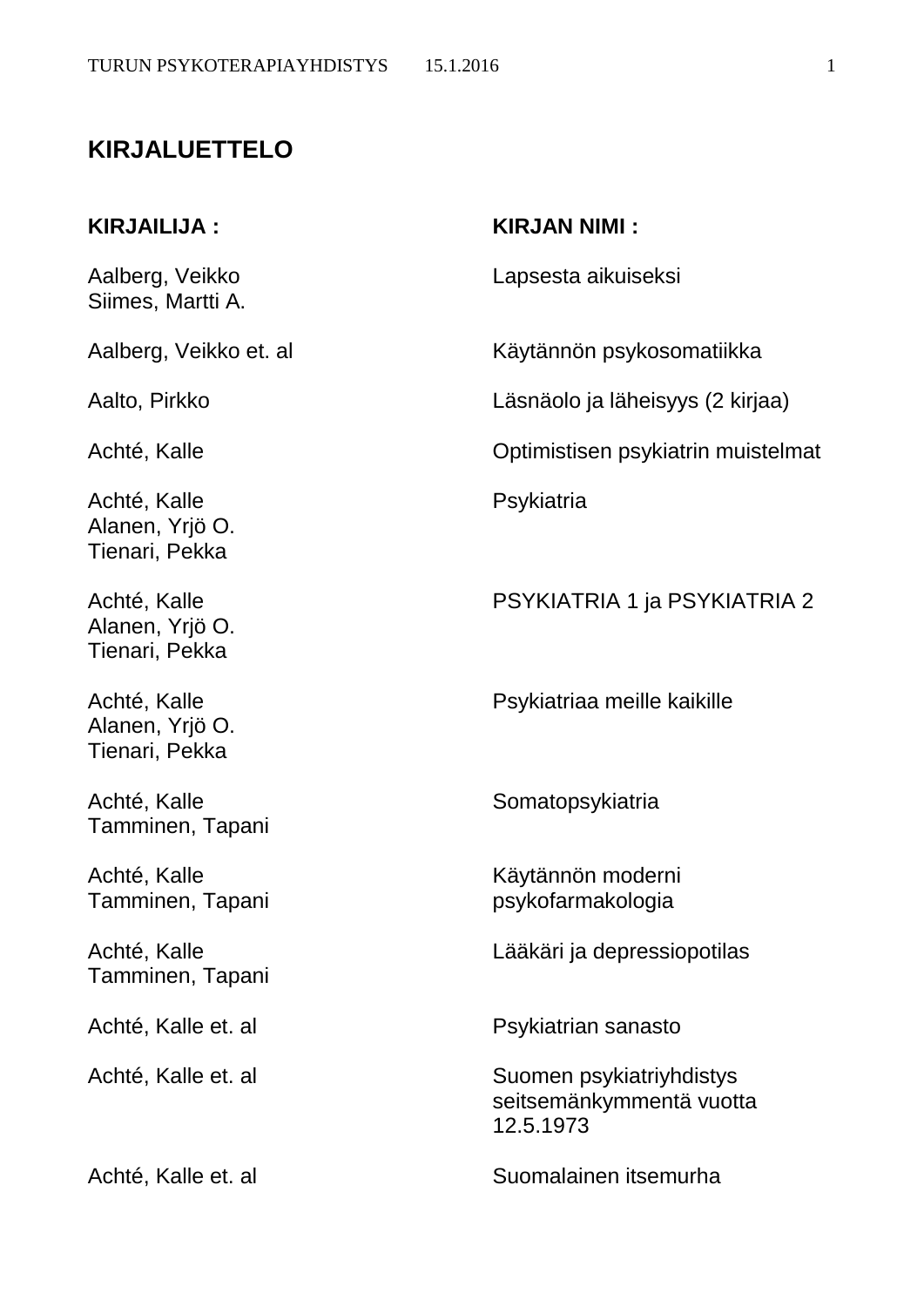# KIRJALUETTELO

| KIRJAILIJA : | KIRJAN NIMI : |
|---|---|
| Aalberg, Veikko<br>Siimes, Martti A. | Lapsesta aikuiseksi |
| Aalberg, Veikko et. al | Käytännön psykosomatiikka |
| Aalto, Pirkko | Läsnäolo ja läheisyys (2 kirjaa) |
| Achté, Kalle | Optimistisen psykiatrin muistelmat |
| Achté, Kalle<br>Alanen, Yrjö O.<br>Tienari, Pekka | Psykiatria |
| Achté, Kalle<br>Alanen, Yrjö O.<br>Tienari, Pekka | PSYKIATRIA 1 ja PSYKIATRIA 2 |
| Achté, Kalle<br>Alanen, Yrjö O.<br>Tienari, Pekka | Psykiatriaa meille kaikille |
| Achté, Kalle<br>Tamminen, Tapani | Somatopsykiatria |
| Achté, Kalle<br>Tamminen, Tapani | Käytännön moderni psykofarmakologia |
| Achté, Kalle<br>Tamminen, Tapani | Lääkäri ja depressiopotilas |
| Achté, Kalle et. al | Psykiatrian sanasto |
| Achté, Kalle et. al | Suomen psykiatriyhdistys seitsemänkymmentä vuotta 12.5.1973 |
| Achté, Kalle et. al | Suomalainen itsemurha |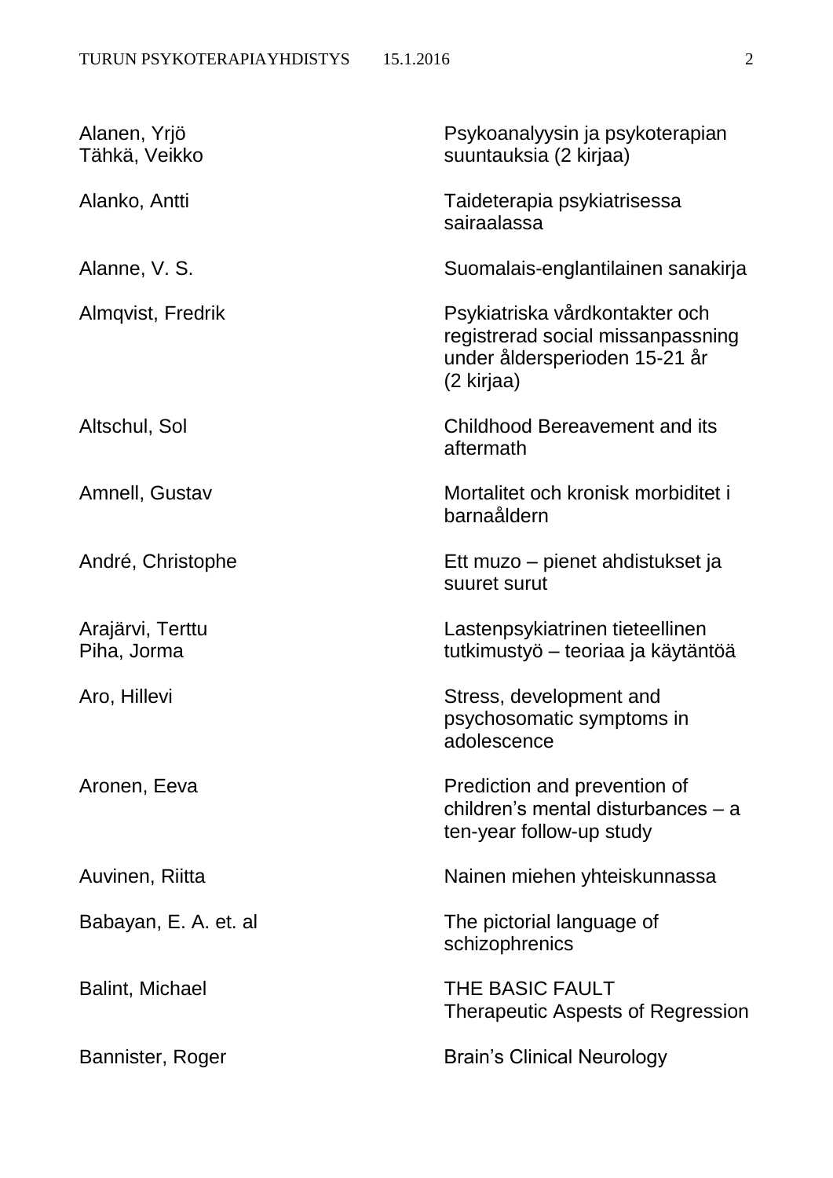| | |
|---|---|
| Alanen, Yrjö<br>Tähkä, Veikko | Psykoanalyysin ja psykoterapian suuntauksia (2 kirjaa) |
| Alanko, Antti | Taideterapia psykiatrisessa sairaalassa |
| Alanne, V. S. | Suomalais-englantilainen sanakirja |
| Almqvist, Fredrik | Psykiatriska vårdkontakter och registrerad social missanpassning under åldersperioden 15-21 år (2 kirjaa) |
| Altschul, Sol | Childhood Bereavement and its aftermath |
| Amnell, Gustav | Mortalitet och kronisk morbiditet i barnaåldern |
| André, Christophe | Ett muzo – pienet ahdistukset ja suuret surut |
| Arajärvi, Terttu<br>Piha, Jorma | Lastenpsykiatrinen tieteellinen tutkimustyö – teoriaa ja käytäntöä |
| Aro, Hillevi | Stress, development and psychosomatic symptoms in adolescence |
| Aronen, Eeva | Prediction and prevention of children's mental disturbances – a ten-year follow-up study |
| Auvinen, Riitta | Nainen miehen yhteiskunnassa |
| Babayan, E. A. et. al | The pictorial language of schizophrenics |
| Balint, Michael | THE BASIC FAULT<br>Therapeutic Aspests of Regression |
| Bannister, Roger | Brain's Clinical Neurology |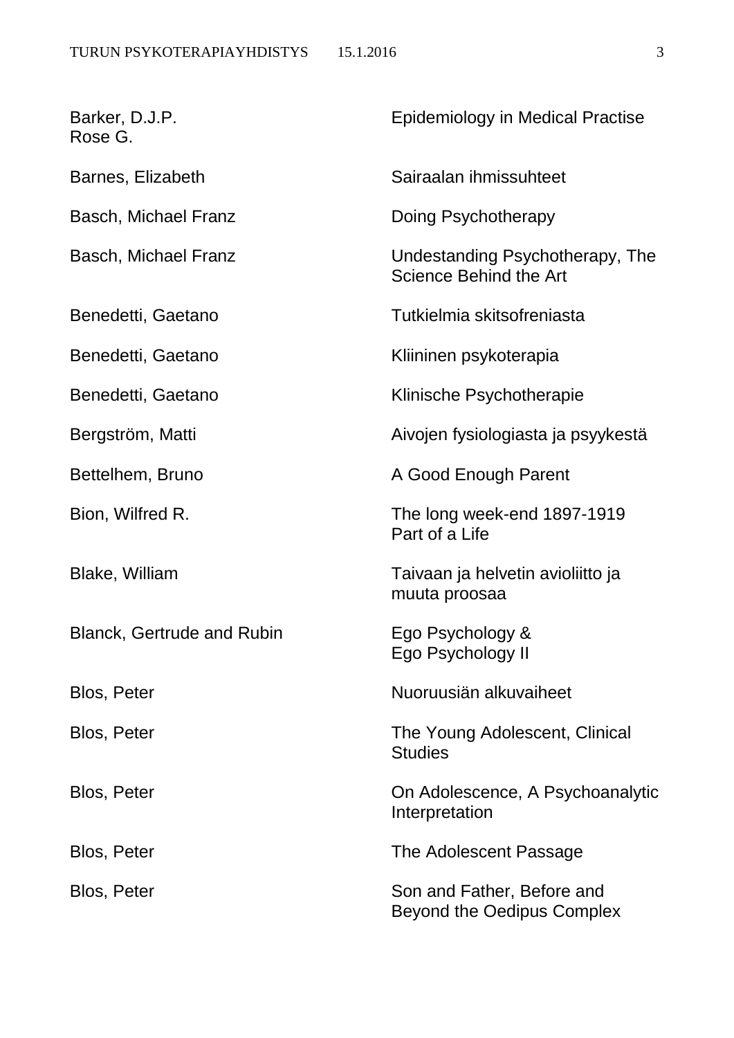| | |
|---|---|
| Barker, D.J.P.<br>Rose G. | Epidemiology in Medical Practise |
| Barnes, Elizabeth | Sairaalan ihmissuhteet |
| Basch, Michael Franz | Doing Psychotherapy |
| Basch, Michael Franz | Undestanding Psychotherapy, The Science Behind the Art |
| Benedetti, Gaetano | Tutkielmia skitsofreniasta |
| Benedetti, Gaetano | Kliininen psykoterapia |
| Benedetti, Gaetano | Klinische Psychotherapie |
| Bergström, Matti | Aivojen fysiologiasta ja psyykestä |
| Bettelhem, Bruno | A Good Enough Parent |
| Bion, Wilfred R. | The long week-end 1897-1919<br>Part of a Life |
| Blake, William | Taivaan ja helvetin avioliitto ja muuta proosaa |
| Blanck, Gertrude and Rubin | Ego Psychology &<br>Ego Psychology II |
| Blos, Peter | Nuoruusiän alkuvaiheet |
| Blos, Peter | The Young Adolescent, Clinical Studies |
| Blos, Peter | On Adolescence, A Psychoanalytic Interpretation |
| Blos, Peter | The Adolescent Passage |
| Blos, Peter | Son and Father, Before and Beyond the Oedipus Complex |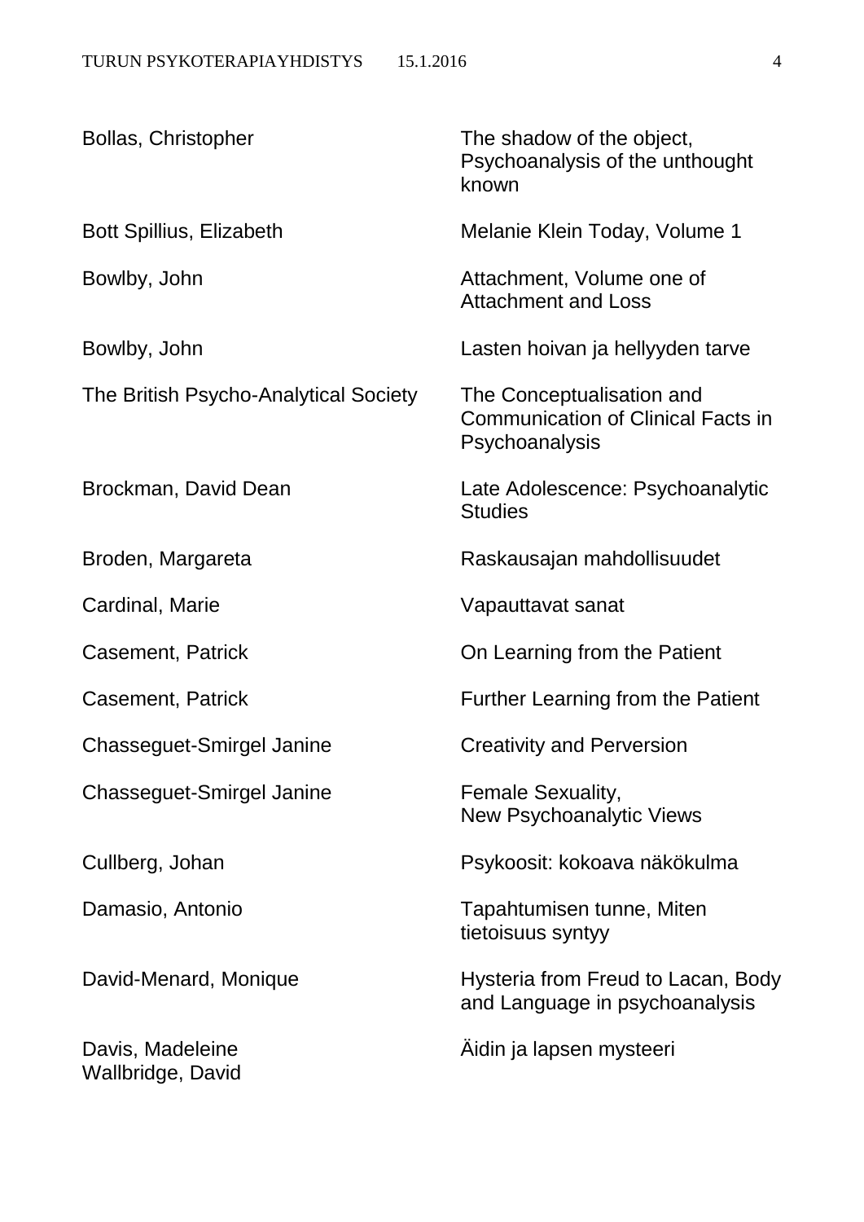| | |
|---|---|
| Bollas, Christopher | The shadow of the object, Psychoanalysis of the unthought known |
| Bott Spillius, Elizabeth | Melanie Klein Today, Volume 1 |
| Bowlby, John | Attachment, Volume one of Attachment and Loss |
| Bowlby, John | Lasten hoivan ja hellyyden tarve |
| The British Psycho-Analytical Society | The Conceptualisation and Communication of Clinical Facts in Psychoanalysis |
| Brockman, David Dean | Late Adolescence: Psychoanalytic Studies |
| Broden, Margareta | Raskausajan mahdollisuudet |
| Cardinal, Marie | Vapauttavat sanat |
| Casement, Patrick | On Learning from the Patient |
| Casement, Patrick | Further Learning from the Patient |
| Chasseguet-Smirgel Janine | Creativity and Perversion |
| Chasseguet-Smirgel Janine | Female Sexuality, New Psychoanalytic Views |
| Cullberg, Johan | Psykoosit: kokoava näkökulma |
| Damasio, Antonio | Tapahtumisen tunne, Miten tietoisuus syntyy |
| David-Menard, Monique | Hysteria from Freud to Lacan, Body and Language in psychoanalysis |
| Davis, Madeleine<br>Wallbridge, David | Äidin ja lapsen mysteeri |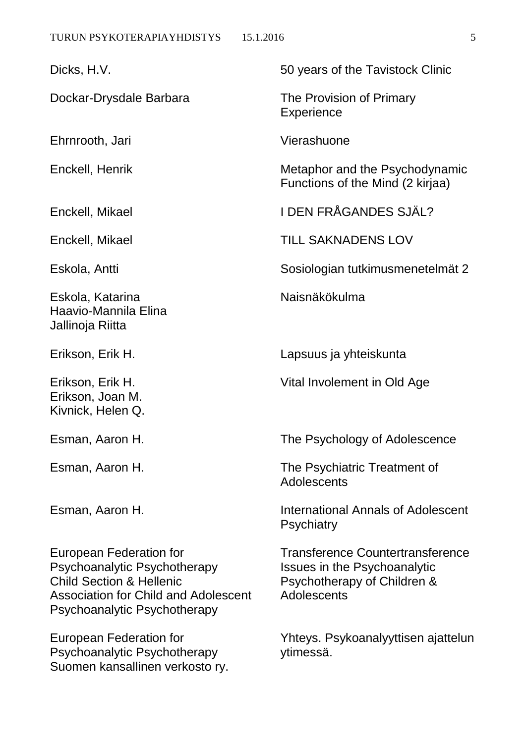| | |
|---|---|
| Dicks, H.V. | 50 years of the Tavistock Clinic |
| Dockar-Drysdale Barbara | The Provision of Primary Experience |
| Ehrnrooth, Jari | Vierashuone |
| Enckell, Henrik | Metaphor and the Psychodynamic Functions of the Mind (2 kirjaa) |
| Enckell, Mikael | I DEN FRÅGANDES SJÄL? |
| Enckell, Mikael | TILL SAKNADENS LOV |
| Eskola, Antti | Sosiologian tutkimusmenetelmät 2 |
| Eskola, Katarina<br>Haavio-Mannila Elina<br>Jallinoja Riitta | Naisnäkökulma |
| Erikson, Erik H. | Lapsuus ja yhteiskunta |
| Erikson, Erik H.<br>Erikson, Joan M.<br>Kivnick, Helen Q. | Vital Involement in Old Age |
| Esman, Aaron H. | The Psychology of Adolescence |
| Esman, Aaron H. | The Psychiatric Treatment of Adolescents |
| Esman, Aaron H. | International Annals of Adolescent Psychiatry |
| European Federation for Psychoanalytic Psychotherapy Child Section & Hellenic Association for Child and Adolescent Psychoanalytic Psychotherapy | Transference Countertransference Issues in the Psychoanalytic Psychotherapy of Children & Adolescents |
| European Federation for Psychoanalytic Psychotherapy Suomen kansallinen verkosto ry. | Yhteys. Psykoanalyyttisen ajattelun ytimessä. |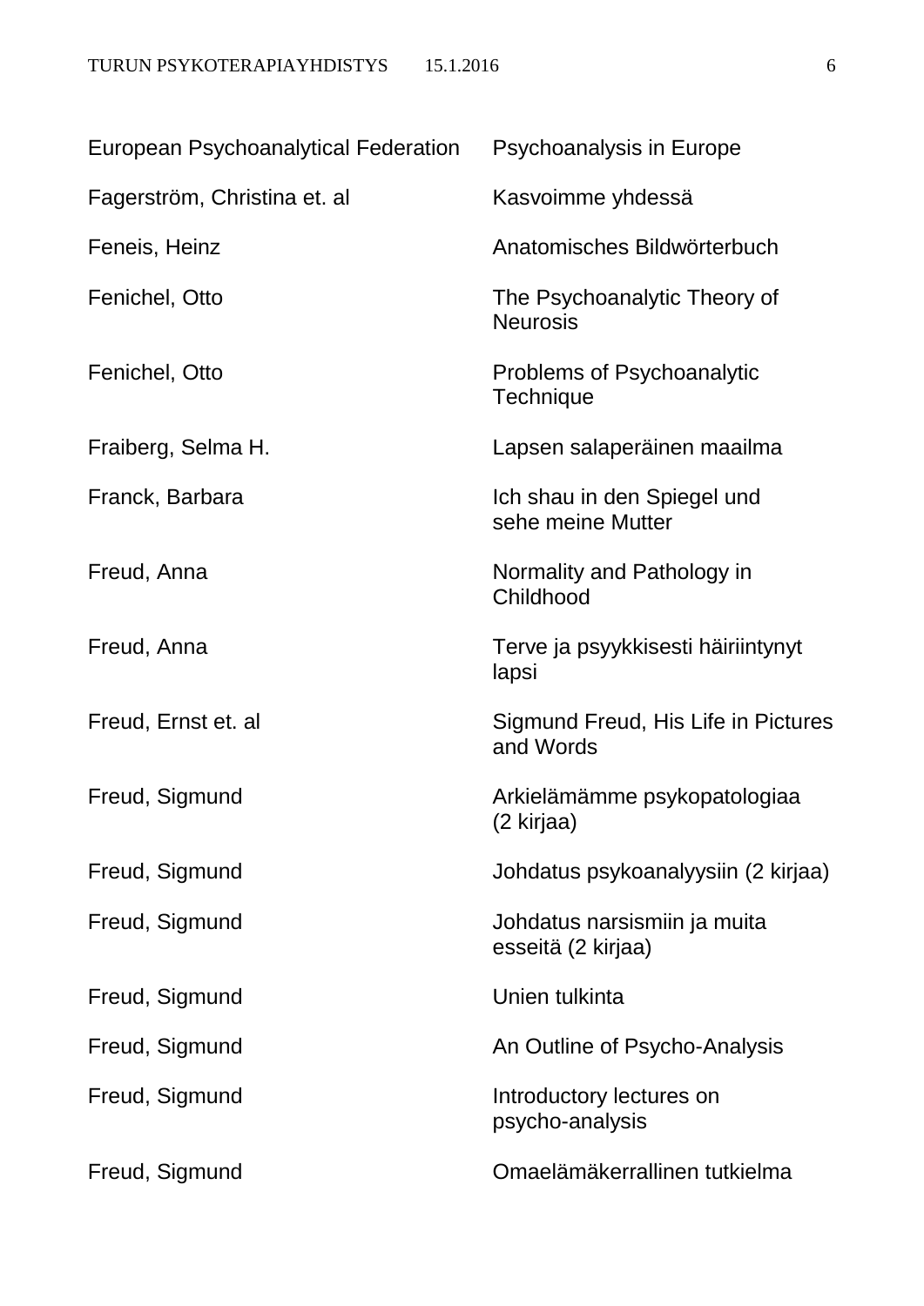| | |
|---|---|
| European Psychoanalytical Federation | Psychoanalysis in Europe |
| Fagerström, Christina et. al | Kasvoimme yhdessä |
| Feneis, Heinz | Anatomisches Bildwörterbuch |
| Fenichel, Otto | The Psychoanalytic Theory of Neurosis |
| Fenichel, Otto | Problems of Psychoanalytic Technique |
| Fraiberg, Selma H. | Lapsen salaperäinen maailma |
| Franck, Barbara | Ich shau in den Spiegel und sehe meine Mutter |
| Freud, Anna | Normality and Pathology in Childhood |
| Freud, Anna | Terve ja psyykkisesti häiriintynyt lapsi |
| Freud, Ernst et. al | Sigmund Freud, His Life in Pictures and Words |
| Freud, Sigmund | Arkielämämme psykopatologiaa (2 kirjaa) |
| Freud, Sigmund | Johdatus psykoanalyysiin (2 kirjaa) |
| Freud, Sigmund | Johdatus narsismiin ja muita esseitä (2 kirjaa) |
| Freud, Sigmund | Unien tulkinta |
| Freud, Sigmund | An Outline of Psycho-Analysis |
| Freud, Sigmund | Introductory lectures on psycho-analysis |
| Freud, Sigmund | Omaelämäkerrallinen tutkielma |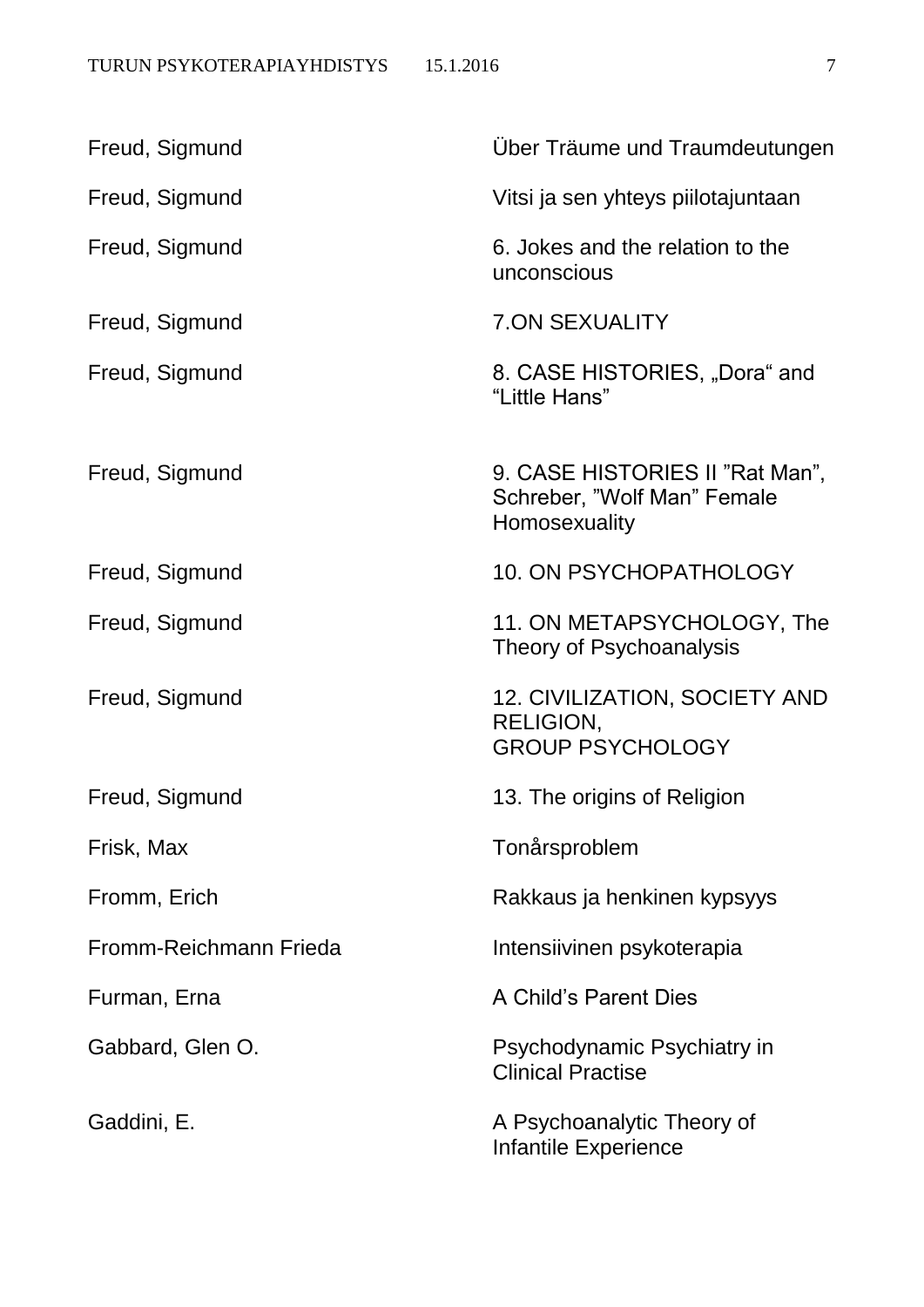| | |
|---|---|
| Freud, Sigmund | Über Träume und Traumdeutungen |
| Freud, Sigmund | Vitsi ja sen yhteys piilotajuntaan |
| Freud, Sigmund | 6. Jokes and the relation to the unconscious |
| Freud, Sigmund | 7.ON SEXUALITY |
| Freud, Sigmund | 8. CASE HISTORIES, „Dora“ and “Little Hans” |
| Freud, Sigmund | 9. CASE HISTORIES II ”Rat Man”, Schreber, ”Wolf Man” Female Homosexuality |
| Freud, Sigmund | 10. ON PSYCHOPATHOLOGY |
| Freud, Sigmund | 11. ON METAPSYCHOLOGY, The Theory of Psychoanalysis |
| Freud, Sigmund | 12. CIVILIZATION, SOCIETY AND RELIGION, GROUP PSYCHOLOGY |
| Freud, Sigmund | 13. The origins of Religion |
| Frisk, Max | Tonårsproblem |
| Fromm, Erich | Rakkaus ja henkinen kypsyys |
| Fromm-Reichmann Frieda | Intensiivinen psykoterapia |
| Furman, Erna | A Child’s Parent Dies |
| Gabbard, Glen O. | Psychodynamic Psychiatry in Clinical Practise |
| Gaddini, E. | A Psychoanalytic Theory of Infantile Experience |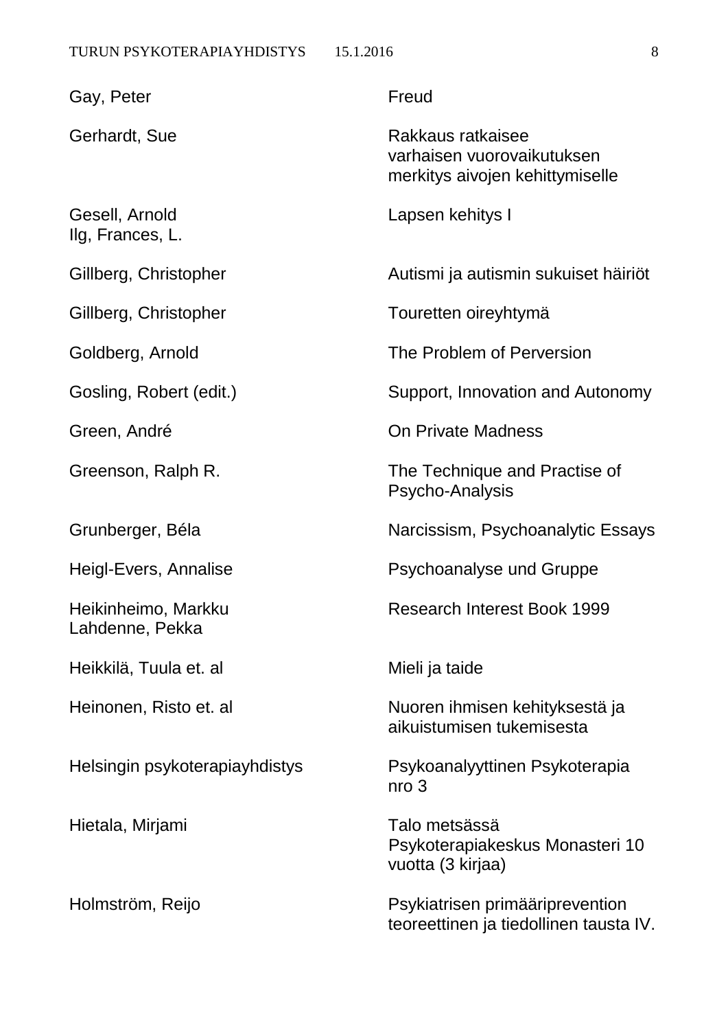| | |
|---|---|
| Gay, Peter | Freud |
| Gerhardt, Sue | Rakkaus ratkaisee varhaisen vuorovaikutuksen merkitys aivojen kehittymiselle |
| Gesell, Arnold<br>Ilg, Frances, L. | Lapsen kehitys I |
| Gillberg, Christopher | Autismi ja autismin sukuiset häiriöt |
| Gillberg, Christopher | Touretten oireyhtymä |
| Goldberg, Arnold | The Problem of Perversion |
| Gosling, Robert (edit.) | Support, Innovation and Autonomy |
| Green, André | On Private Madness |
| Greenson, Ralph R. | The Technique and Practise of Psycho-Analysis |
| Grunberger, Béla | Narcissism, Psychoanalytic Essays |
| Heigl-Evers, Annalise | Psychoanalyse und Gruppe |
| Heikinheimo, Markku<br>Lahdenne, Pekka | Research Interest Book 1999 |
| Heikkilä, Tuula et. al | Mieli ja taide |
| Heinonen, Risto et. al | Nuoren ihmisen kehityksestä ja aikuistumisen tukemisesta |
| Helsingin psykoterapiayhdistys | Psykoanalyyttinen Psykoterapia nro 3 |
| Hietala, Mirjami | Talo metsässä<br>Psykoterapiakeskus Monasteri 10 vuotta (3 kirjaa) |
| Holmström, Reijo | Psykiatrisen primääriprevention teoreettinen ja tiedollinen tausta IV. |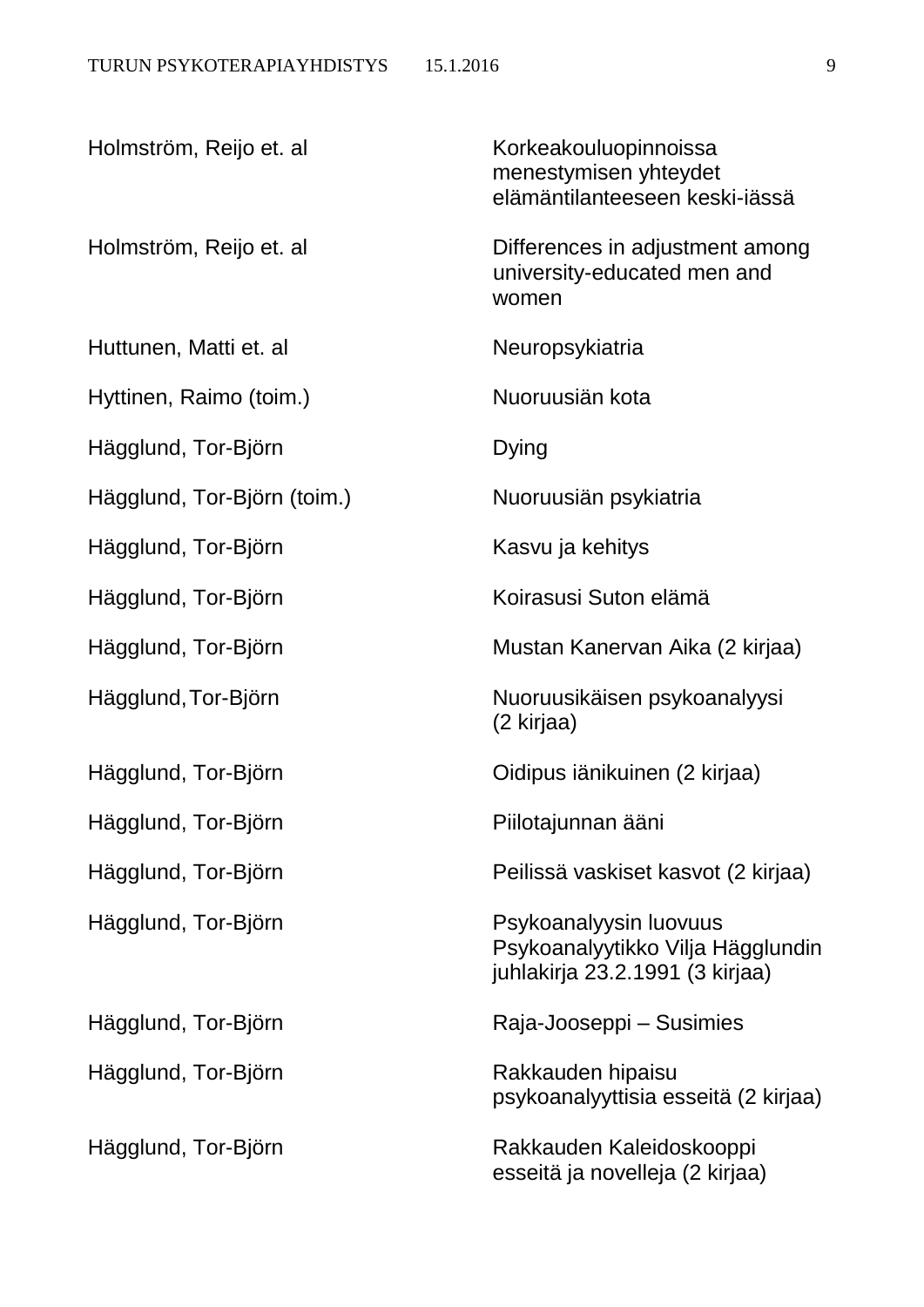| | |
|---|---|
| Holmström, Reijo et. al | Korkeakouluopinnoissa menestymisen yhteydet elämäntilanteeseen keski-iässä |
| Holmström, Reijo et. al | Differences in adjustment among university-educated men and women |
| Huttunen, Matti et. al | Neuropsykiatria |
| Hyttinen, Raimo (toim.) | Nuoruusiän kota |
| Hägglund, Tor-Björn | Dying |
| Hägglund, Tor-Björn (toim.) | Nuoruusiän psykiatria |
| Hägglund, Tor-Björn | Kasvu ja kehitys |
| Hägglund, Tor-Björn | Koirasusi Suton elämä |
| Hägglund, Tor-Björn | Mustan Kanervan Aika (2 kirjaa) |
| Hägglund, Tor-Björn | Nuoruusikäisen psykoanalyysi (2 kirjaa) |
| Hägglund, Tor-Björn | Oidipus iänikuinen (2 kirjaa) |
| Hägglund, Tor-Björn | Piilotajunnan ääni |
| Hägglund, Tor-Björn | Peilissä vaskiset kasvot (2 kirjaa) |
| Hägglund, Tor-Björn | Psykoanalyysin luovuus Psykoanalyytikko Vilja Hägglundin juhlakirja 23.2.1991 (3 kirjaa) |
| Hägglund, Tor-Björn | Raja-Jooseppi – Susimies |
| Hägglund, Tor-Björn | Rakkauden hipaisu psykoanalyyttisia esseitä (2 kirjaa) |
| Hägglund, Tor-Björn | Rakkauden Kaleidoskooppi esseitä ja novelleja (2 kirjaa) |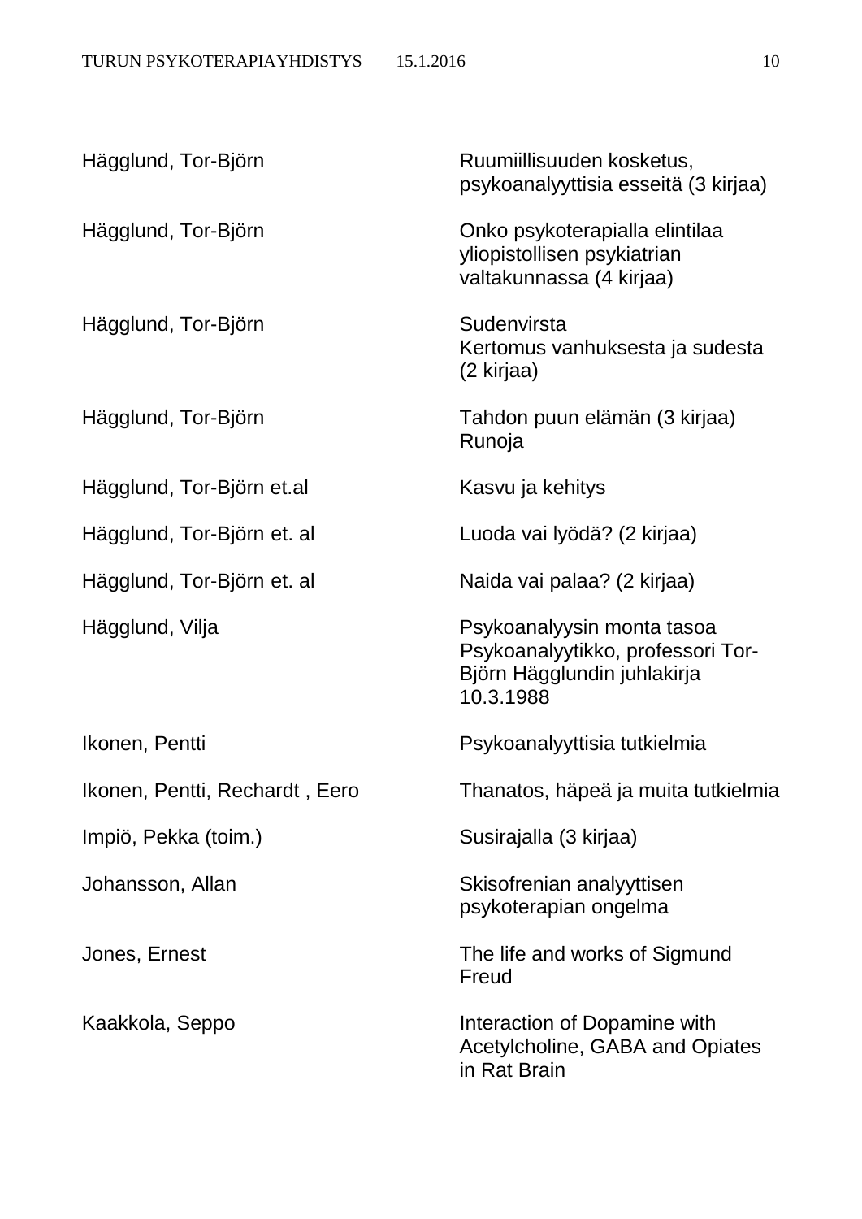| | |
|---|---|
| Hägglund, Tor-Björn | Ruumiillisuuden kosketus, psykoanalyyttisia esseitä (3 kirjaa) |
| Hägglund, Tor-Björn | Onko psykoterapialla elintilaa yliopistollisen psykiatrian valtakunnassa (4 kirjaa) |
| Hägglund, Tor-Björn | Sudenvirsta<br>Kertomus vanhuksesta ja sudesta (2 kirjaa) |
| Hägglund, Tor-Björn | Tahdon puun elämän (3 kirjaa)<br>Runoja |
| Hägglund, Tor-Björn et.al | Kasvu ja kehitys |
| Hägglund, Tor-Björn et. al | Luoda vai lyödä? (2 kirjaa) |
| Hägglund, Tor-Björn et. al | Naida vai palaa? (2 kirjaa) |
| Hägglund, Vilja | Psykoanalyysin monta tasoa<br>Psykoanalyytikko, professori Tor-Björn Hägglundin juhlakirja 10.3.1988 |
| Ikonen, Pentti | Psykoanalyyttisia tutkielmia |
| Ikonen, Pentti, Rechardt , Eero | Thanatos, häpeä ja muita tutkielmia |
| Impiö, Pekka (toim.) | Susirajalla (3 kirjaa) |
| Johansson, Allan | Skisofrenian analyyttisen psykoterapian ongelma |
| Jones, Ernest | The life and works of Sigmund Freud |
| Kaakkola, Seppo | Interaction of Dopamine with Acetylcholine, GABA and Opiates in Rat Brain |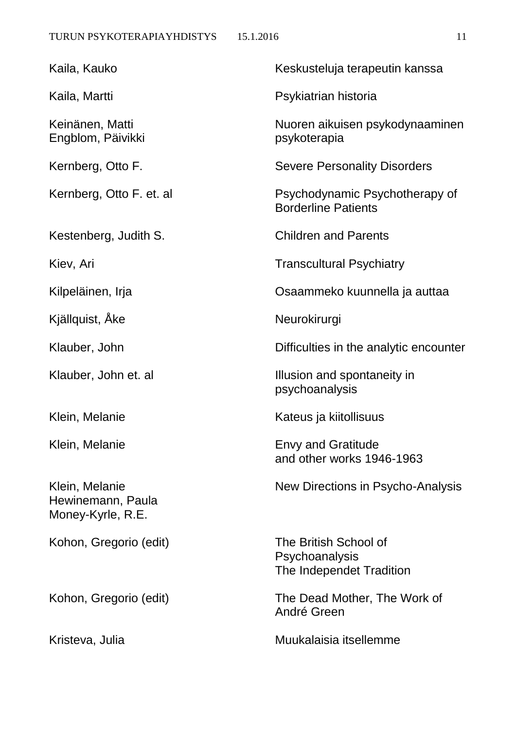| | |
|---|---|
| Kaila, Kauko | Keskusteluja terapeutin kanssa |
| Kaila, Martti | Psykiatrian historia |
| Keinänen, Matti<br>Engblom, Päivikki | Nuoren aikuisen psykodynaaminen psykoterapia |
| Kernberg, Otto F. | Severe Personality Disorders |
| Kernberg, Otto F. et. al | Psychodynamic Psychotherapy of Borderline Patients |
| Kestenberg, Judith S. | Children and Parents |
| Kiev, Ari | Transcultural Psychiatry |
| Kilpeläinen, Irja | Osaammeko kuunnella ja auttaa |
| Kjällquist, Åke | Neurokirurgi |
| Klauber, John | Difficulties in the analytic encounter |
| Klauber, John et. al | Illusion and spontaneity in psychoanalysis |
| Klein, Melanie | Kateus ja kiitollisuus |
| Klein, Melanie | Envy and Gratitude<br>and other works 1946-1963 |
| Klein, Melanie<br>Hewinemann, Paula<br>Money-Kyrle, R.E. | New Directions in Psycho-Analysis |
| Kohon, Gregorio (edit) | The British School of Psychoanalysis<br>The Independet Tradition |
| Kohon, Gregorio (edit) | The Dead Mother, The Work of André Green |
| Kristeva, Julia | Muukalaisia itsellemme |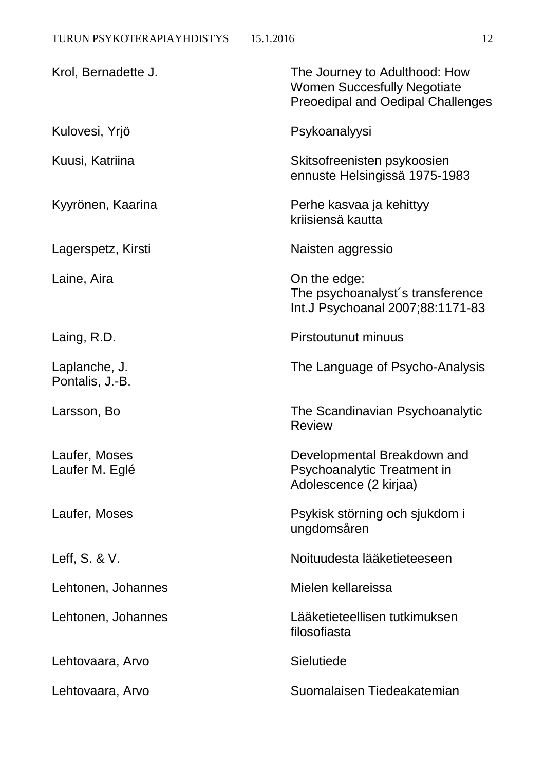| | |
|---|---|
| Krol, Bernadette J. | The Journey to Adulthood: How Women Succesfully Negotiate Preoedipal and Oedipal Challenges |
| Kulovesi, Yrjö | Psykoanalyysi |
| Kuusi, Katriina | Skitsofreenisten psykoosien ennuste Helsingissä 1975-1983 |
| Kyyrönen, Kaarina | Perhe kasvaa ja kehittyy kriisiensä kautta |
| Lagerspetz, Kirsti | Naisten aggressio |
| Laine, Aira | On the edge: The psychoanalyst´s transference Int.J Psychoanal 2007;88:1171-83 |
| Laing, R.D. | Pirstoutunut minuus |
| Laplanche, J. Pontalis, J.-B. | The Language of Psycho-Analysis |
| Larsson, Bo | The Scandinavian Psychoanalytic Review |
| Laufer, Moses Laufer M. Eglé | Developmental Breakdown and Psychoanalytic Treatment in Adolescence (2 kirjaa) |
| Laufer, Moses | Psykisk störning och sjukdom i ungdomsåren |
| Leff, S. & V. | Noituudesta lääketieteeseen |
| Lehtonen, Johannes | Mielen kellareissa |
| Lehtonen, Johannes | Lääketieteellisen tutkimuksen filosofiasta |
| Lehtovaara, Arvo | Sielutiede |
| Lehtovaara, Arvo | Suomalaisen Tiedeakatemian |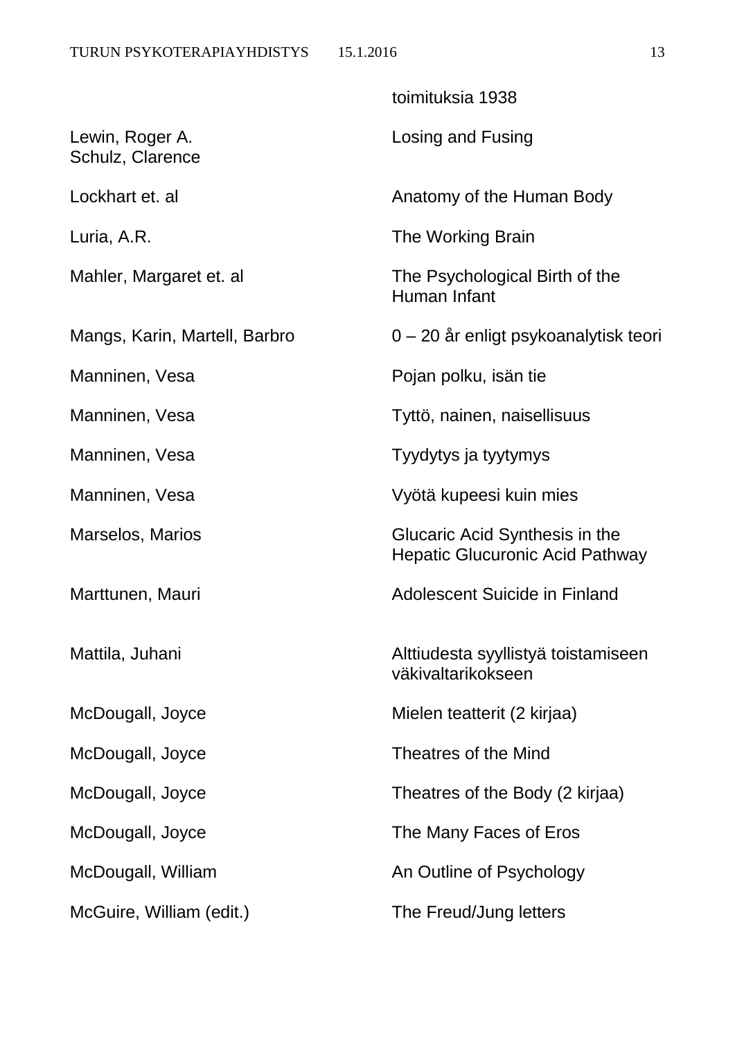| | |
|---|---|
| | toimituksia 1938 |
| Lewin, Roger A.<br>Schulz, Clarence | Losing and Fusing |
| Lockhart et. al | Anatomy of the Human Body |
| Luria, A.R. | The Working Brain |
| Mahler, Margaret et. al | The Psychological Birth of the Human Infant |
| Mangs, Karin, Martell, Barbro | 0 – 20 år enligt psykoanalytisk teori |
| Manninen, Vesa | Pojan polku, isän tie |
| Manninen, Vesa | Tyttö, nainen, naisellisuus |
| Manninen, Vesa | Tyydytys ja tyytymys |
| Manninen, Vesa | Vyötä kupeesi kuin mies |
| Marselos, Marios | Glucaric Acid Synthesis in the Hepatic Glucuronic Acid Pathway |
| Marttunen, Mauri | Adolescent Suicide in Finland |
| Mattila, Juhani | Alttiudesta syyllistyä toistamiseen väkivaltarikokseen |
| McDougall, Joyce | Mielen teatterit (2 kirjaa) |
| McDougall, Joyce | Theatres of the Mind |
| McDougall, Joyce | Theatres of the Body (2 kirjaa) |
| McDougall, Joyce | The Many Faces of Eros |
| McDougall, William | An Outline of Psychology |
| McGuire, William (edit.) | The Freud/Jung letters |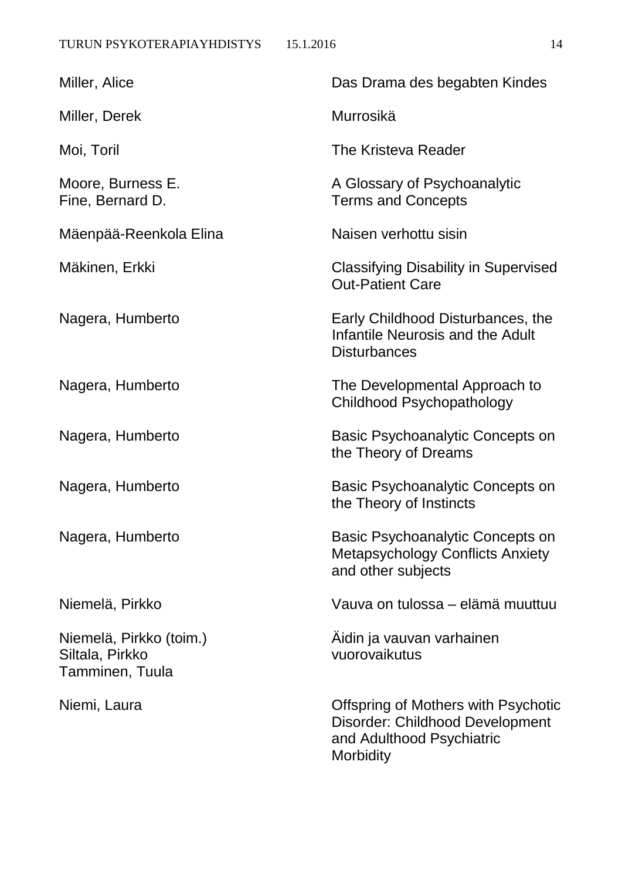| | |
|---|---|
| Miller, Alice | Das Drama des begabten Kindes |
| Miller, Derek | Murrosikä |
| Moi, Toril | The Kristeva Reader |
| Moore, Burness E.<br>Fine, Bernard D. | A Glossary of Psychoanalytic Terms and Concepts |
| Mäenpää-Reenkola Elina | Naisen verhottu sisin |
| Mäkinen, Erkki | Classifying Disability in Supervised Out-Patient Care |
| Nagera, Humberto | Early Childhood Disturbances, the Infantile Neurosis and the Adult Disturbances |
| Nagera, Humberto | The Developmental Approach to Childhood Psychopathology |
| Nagera, Humberto | Basic Psychoanalytic Concepts on the Theory of Dreams |
| Nagera, Humberto | Basic Psychoanalytic Concepts on the Theory of Instincts |
| Nagera, Humberto | Basic Psychoanalytic Concepts on Metapsychology Conflicts Anxiety and other subjects |
| Niemelä, Pirkko | Vauva on tulossa – elämä muuttuu |
| Niemelä, Pirkko (toim.)<br>Siltala, Pirkko<br>Tamminen, Tuula | Äidin ja vauvan varhainen vuorovaikutus |
| Niemi, Laura | Offspring of Mothers with Psychotic Disorder: Childhood Development and Adulthood Psychiatric Morbidity |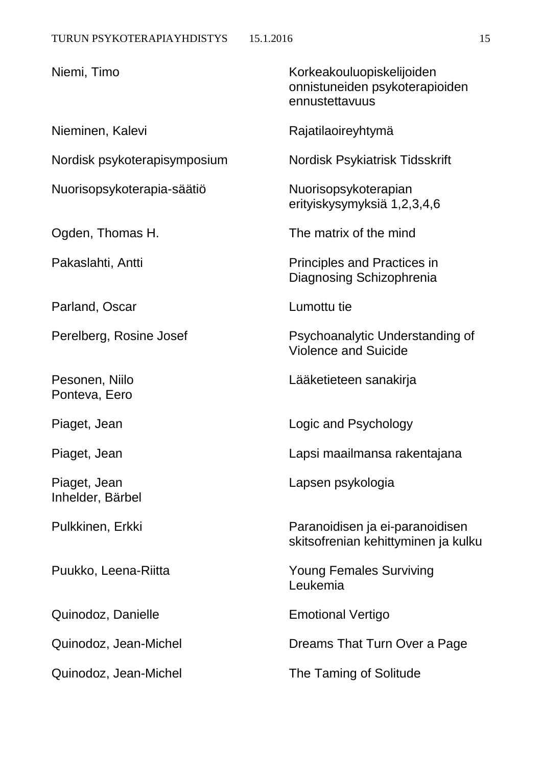| | |
|---|---|
| Niemi, Timo | Korkeakouluopiskelijoiden onnistuneiden psykoterapioiden ennustettavuus |
| Nieminen, Kalevi | Rajatilaoireyhtymä |
| Nordisk psykoterapisymposium | Nordisk Psykiatrisk Tidsskrift |
| Nuorisopsykoterapia-säätiö | Nuorisopsykoterapian erityiskysymyksiä 1,2,3,4,6 |
| Ogden, Thomas H. | The matrix of the mind |
| Pakaslahti, Antti | Principles and Practices in Diagnosing Schizophrenia |
| Parland, Oscar | Lumottu tie |
| Perelberg, Rosine Josef | Psychoanalytic Understanding of Violence and Suicide |
| Pesonen, Niilo<br>Ponteva, Eero | Lääketieteen sanakirja |
| Piaget, Jean | Logic and Psychology |
| Piaget, Jean | Lapsi maailmansa rakentajana |
| Piaget, Jean<br>Inhelder, Bärbel | Lapsen psykologia |
| Pulkkinen, Erkki | Paranoidisen ja ei-paranoidisen skitsofrenian kehittyminen ja kulku |
| Puukko, Leena-Riitta | Young Females Surviving Leukemia |
| Quinodoz, Danielle | Emotional Vertigo |
| Quinodoz, Jean-Michel | Dreams That Turn Over a Page |
| Quinodoz, Jean-Michel | The Taming of Solitude |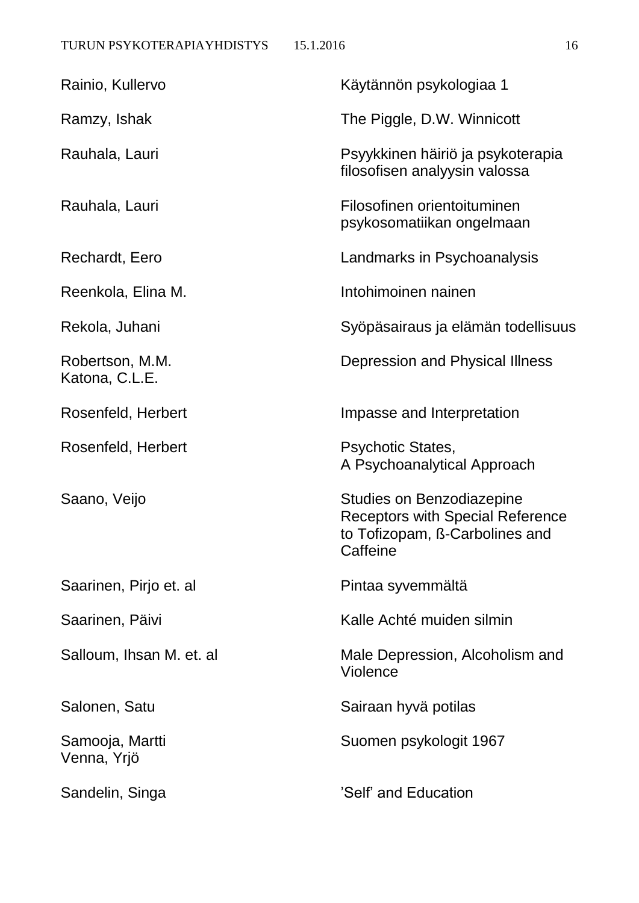| | |
|---|---|
| Rainio, Kullervo | Käytännön psykologiaa 1 |
| Ramzy, Ishak | The Piggle, D.W. Winnicott |
| Rauhala, Lauri | Psyykkinen häiriö ja psykoterapia filosofisen analyysin valossa |
| Rauhala, Lauri | Filosofinen orientoituminen psykosomatiikan ongelmaan |
| Rechardt, Eero | Landmarks in Psychoanalysis |
| Reenkola, Elina M. | Intohimoinen nainen |
| Rekola, Juhani | Syöpäsairaus ja elämän todellisuus |
| Robertson, M.M.<br>Katona, C.L.E. | Depression and Physical Illness |
| Rosenfeld, Herbert | Impasse and Interpretation |
| Rosenfeld, Herbert | Psychotic States, A Psychoanalytical Approach |
| Saano, Veijo | Studies on Benzodiazepine Receptors with Special Reference to Tofizopam, ß-Carbolines and Caffeine |
| Saarinen, Pirjo et. al | Pintaa syvemmältä |
| Saarinen, Päivi | Kalle Achté muiden silmin |
| Salloum, Ihsan M. et. al | Male Depression, Alcoholism and Violence |
| Salonen, Satu | Sairaan hyvä potilas |
| Samooja, Martti<br>Venna, Yrjö | Suomen psykologit 1967 |
| Sandelin, Singa | ’Self’ and Education |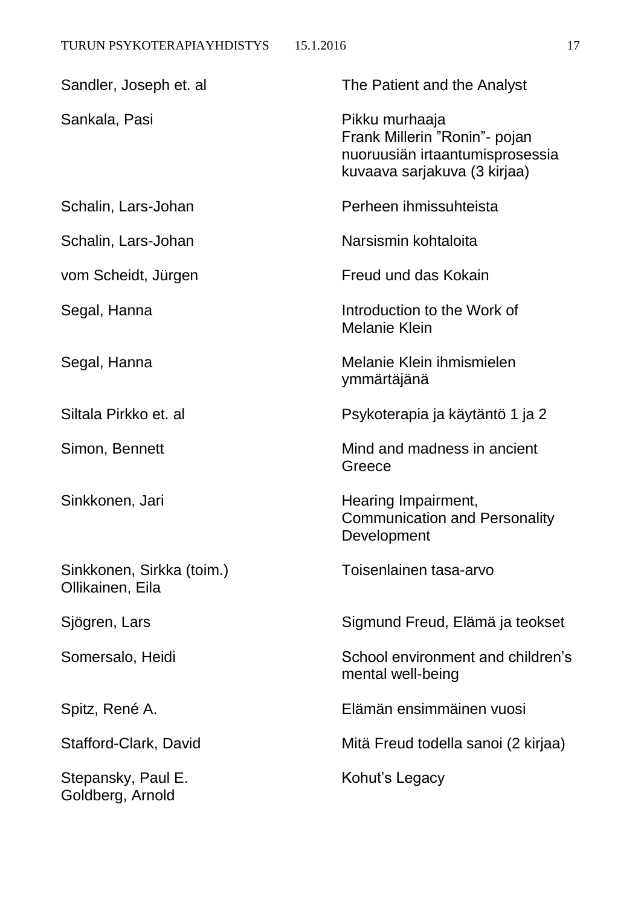| | |
|---|---|
| Sandler, Joseph et. al | The Patient and the Analyst |
| Sankala, Pasi | Pikku murhaaja<br>Frank Millerin ”Ronin”- pojan nuoruusiän irtaantumisprosessia kuvaava sarjakuva (3 kirjaa) |
| Schalin, Lars-Johan | Perheen ihmissuhteista |
| Schalin, Lars-Johan | Narsismin kohtaloita |
| vom Scheidt, Jürgen | Freud und das Kokain |
| Segal, Hanna | Introduction to the Work of Melanie Klein |
| Segal, Hanna | Melanie Klein ihmismielen ymmärtäjänä |
| Siltala Pirkko et. al | Psykoterapia ja käytäntö 1 ja 2 |
| Simon, Bennett | Mind and madness in ancient Greece |
| Sinkkonen, Jari | Hearing Impairment, Communication and Personality Development |
| Sinkkonen, Sirkka (toim.)<br>Ollikainen, Eila | Toisenlainen tasa-arvo |
| Sjögren, Lars | Sigmund Freud, Elämä ja teokset |
| Somersalo, Heidi | School environment and children’s mental well-being |
| Spitz, René A. | Elämän ensimmäinen vuosi |
| Stafford-Clark, David | Mitä Freud todella sanoi (2 kirjaa) |
| Stepansky, Paul E.<br>Goldberg, Arnold | Kohut’s Legacy |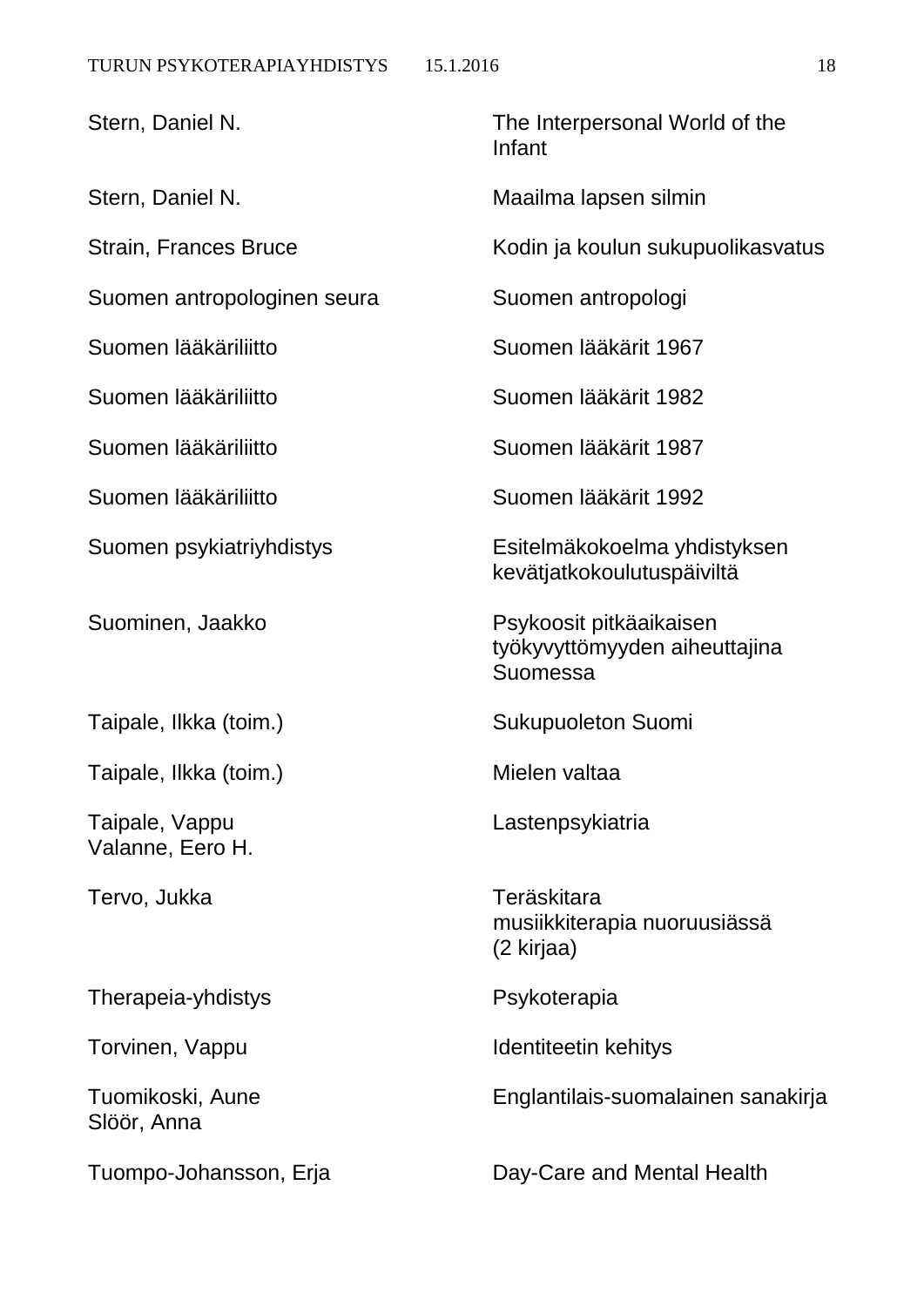| | |
|---|---|
| Stern, Daniel N. | The Interpersonal World of the Infant |
| Stern, Daniel N. | Maailma lapsen silmin |
| Strain, Frances Bruce | Kodin ja koulun sukupuolikasvatus |
| Suomen antropologinen seura | Suomen antropologi |
| Suomen lääkäriliitto | Suomen lääkärit 1967 |
| Suomen lääkäriliitto | Suomen lääkärit 1982 |
| Suomen lääkäriliitto | Suomen lääkärit 1987 |
| Suomen lääkäriliitto | Suomen lääkärit 1992 |
| Suomen psykiatriyhdistys | Esitelmäkokoelma yhdistyksen kevätjatkokoulutuspäiviltä |
| Suominen, Jaakko | Psykoosit pitkäaikaisen työkyvyttömyyden aiheuttajina Suomessa |
| Taipale, Ilkka (toim.) | Sukupuoleton Suomi |
| Taipale, Ilkka (toim.) | Mielen valtaa |
| Taipale, Vappu<br>Valanne, Eero H. | Lastenpsykiatria |
| Tervo, Jukka | Teräskitara<br>musiikkiterapia nuoruusiässä<br>(2 kirjaa) |
| Therapeia-yhdistys | Psykoterapia |
| Torvinen, Vappu | Identiteetin kehitys |
| Tuomikoski, Aune<br>Slöör, Anna | Englantilais-suomalainen sanakirja |
| Tuompo-Johansson, Erja | Day-Care and Mental Health |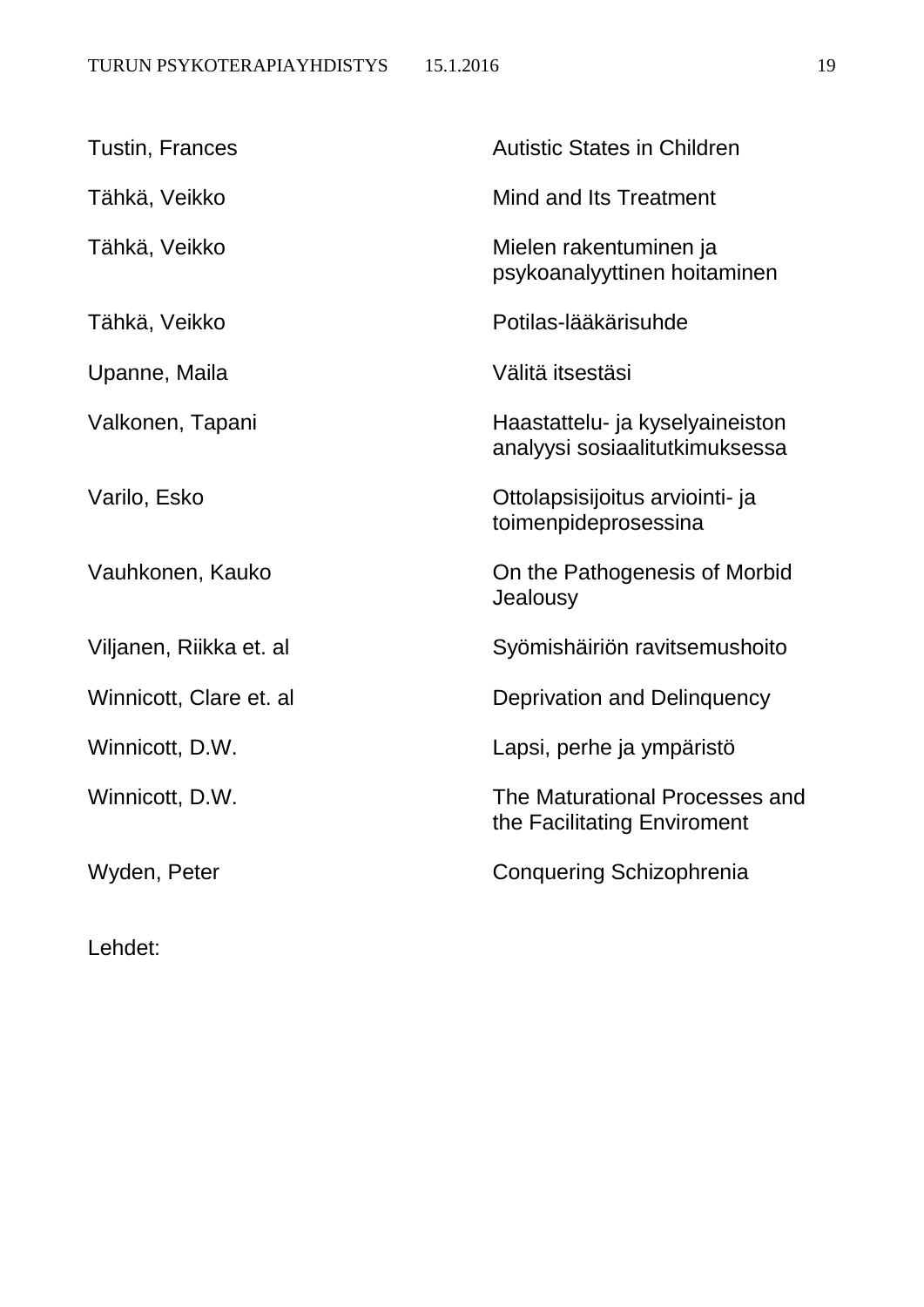| | |
|---|---|
| Tustin, Frances | Autistic States in Children |
| Tähkä, Veikko | Mind and Its Treatment |
| Tähkä, Veikko | Mielen rakentuminen ja psykoanalyyttinen hoitaminen |
| Tähkä, Veikko | Potilas-lääkärisuhde |
| Upanne, Maila | Välitä itsestäsi |
| Valkonen, Tapani | Haastattelu- ja kyselyaineiston analyysi sosiaalitutkimuksessa |
| Varilo, Esko | Ottolapsisijoitus arviointi- ja toimenpideprosessina |
| Vauhkonen, Kauko | On the Pathogenesis of Morbid Jealousy |
| Viljanen, Riikka et. al | Syömishäiriön ravitsemushoito |
| Winnicott, Clare et. al | Deprivation and Delinquency |
| Winnicott, D.W. | Lapsi, perhe ja ympäristö |
| Winnicott, D.W. | The Maturational Processes and the Facilitating Enviroment |
| Wyden, Peter | Conquering Schizophrenia |

Lehdet: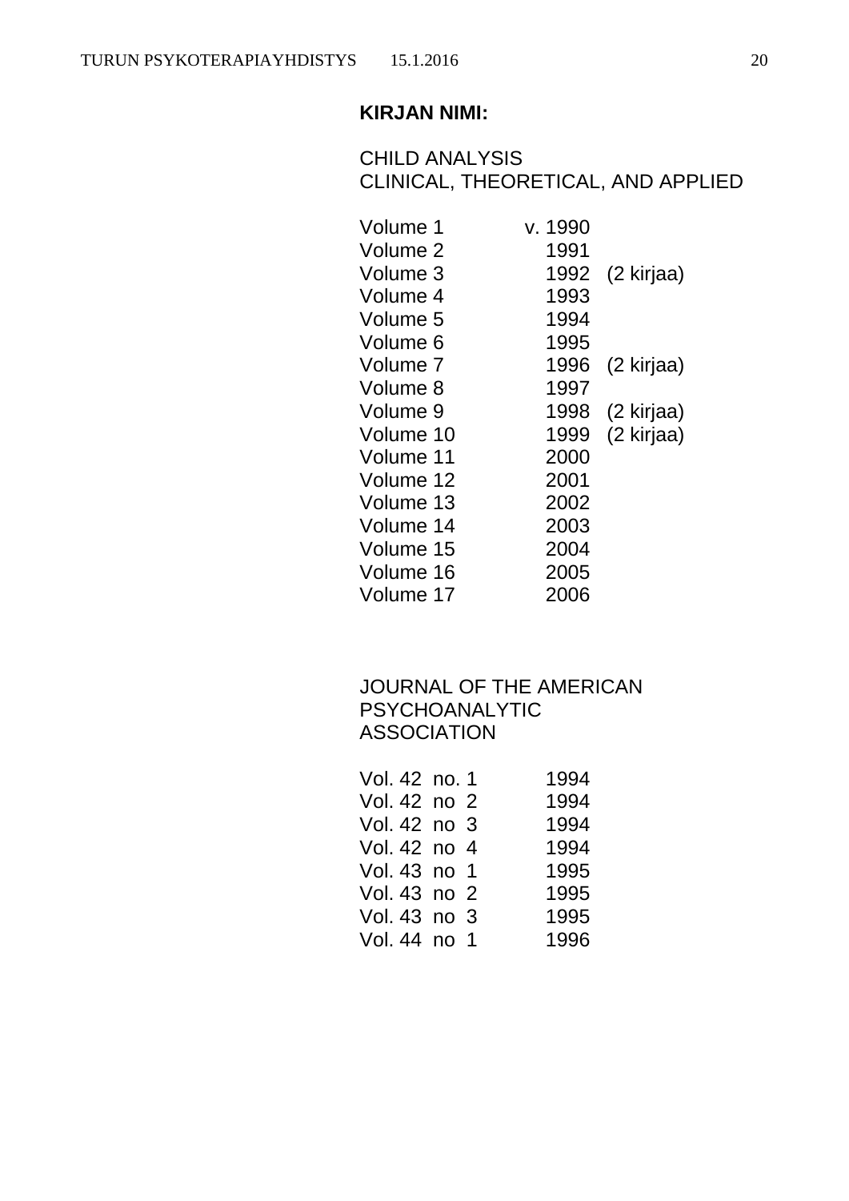**KIRJAN NIMI:**

CHILD ANALYSIS
CLINICAL, THEORETICAL, AND APPLIED

| | | |
|---|---|---|
| Volume 1 | v. 1990 | |
| Volume 2 | 1991 | |
| Volume 3 | 1992 | (2 kirjaa) |
| Volume 4 | 1993 | |
| Volume 5 | 1994 | |
| Volume 6 | 1995 | |
| Volume 7 | 1996 | (2 kirjaa) |
| Volume 8 | 1997 | |
| Volume 9 | 1998 | (2 kirjaa) |
| Volume 10 | 1999 | (2 kirjaa) |
| Volume 11 | 2000 | |
| Volume 12 | 2001 | |
| Volume 13 | 2002 | |
| Volume 14 | 2003 | |
| Volume 15 | 2004 | |
| Volume 16 | 2005 | |
| Volume 17 | 2006 | |

JOURNAL OF THE AMERICAN
PSYCHOANALYTIC
ASSOCIATION

| | |
|---|---|
| Vol. 42 no. 1 | 1994 |
| Vol. 42 no 2 | 1994 |
| Vol. 42 no 3 | 1994 |
| Vol. 42 no 4 | 1994 |
| Vol. 43 no 1 | 1995 |
| Vol. 43 no 2 | 1995 |
| Vol. 43 no 3 | 1995 |
| Vol. 44 no 1 | 1996 |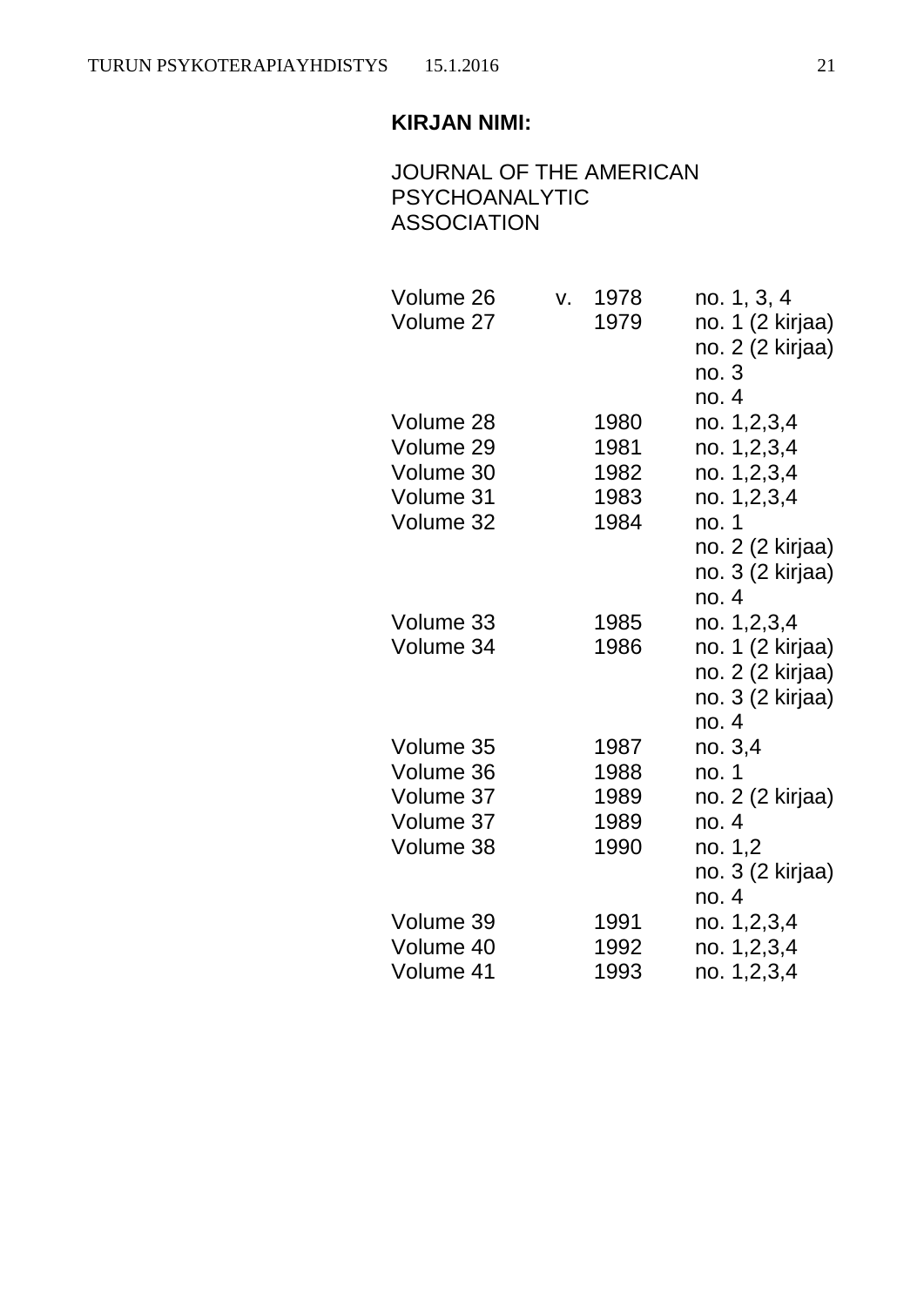**KIRJAN NIMI:**

JOURNAL OF THE AMERICAN PSYCHOANALYTIC ASSOCIATION

| | | | |
|---|---|---|---|
| Volume 26 | v. | 1978 | no. 1, 3, 4 |
| Volume 27 | | 1979 | no. 1 (2 kirjaa) |
| | | | no. 2 (2 kirjaa) |
| | | | no. 3 |
| | | | no. 4 |
| Volume 28 | | 1980 | no. 1,2,3,4 |
| Volume 29 | | 1981 | no. 1,2,3,4 |
| Volume 30 | | 1982 | no. 1,2,3,4 |
| Volume 31 | | 1983 | no. 1,2,3,4 |
| Volume 32 | | 1984 | no. 1 |
| | | | no. 2 (2 kirjaa) |
| | | | no. 3 (2 kirjaa) |
| | | | no. 4 |
| Volume 33 | | 1985 | no. 1,2,3,4 |
| Volume 34 | | 1986 | no. 1 (2 kirjaa) |
| | | | no. 2 (2 kirjaa) |
| | | | no. 3 (2 kirjaa) |
| | | | no. 4 |
| Volume 35 | | 1987 | no. 3,4 |
| Volume 36 | | 1988 | no. 1 |
| Volume 37 | | 1989 | no. 2 (2 kirjaa) |
| Volume 37 | | 1989 | no. 4 |
| Volume 38 | | 1990 | no. 1,2 |
| | | | no. 3 (2 kirjaa) |
| | | | no. 4 |
| Volume 39 | | 1991 | no. 1,2,3,4 |
| Volume 40 | | 1992 | no. 1,2,3,4 |
| Volume 41 | | 1993 | no. 1,2,3,4 |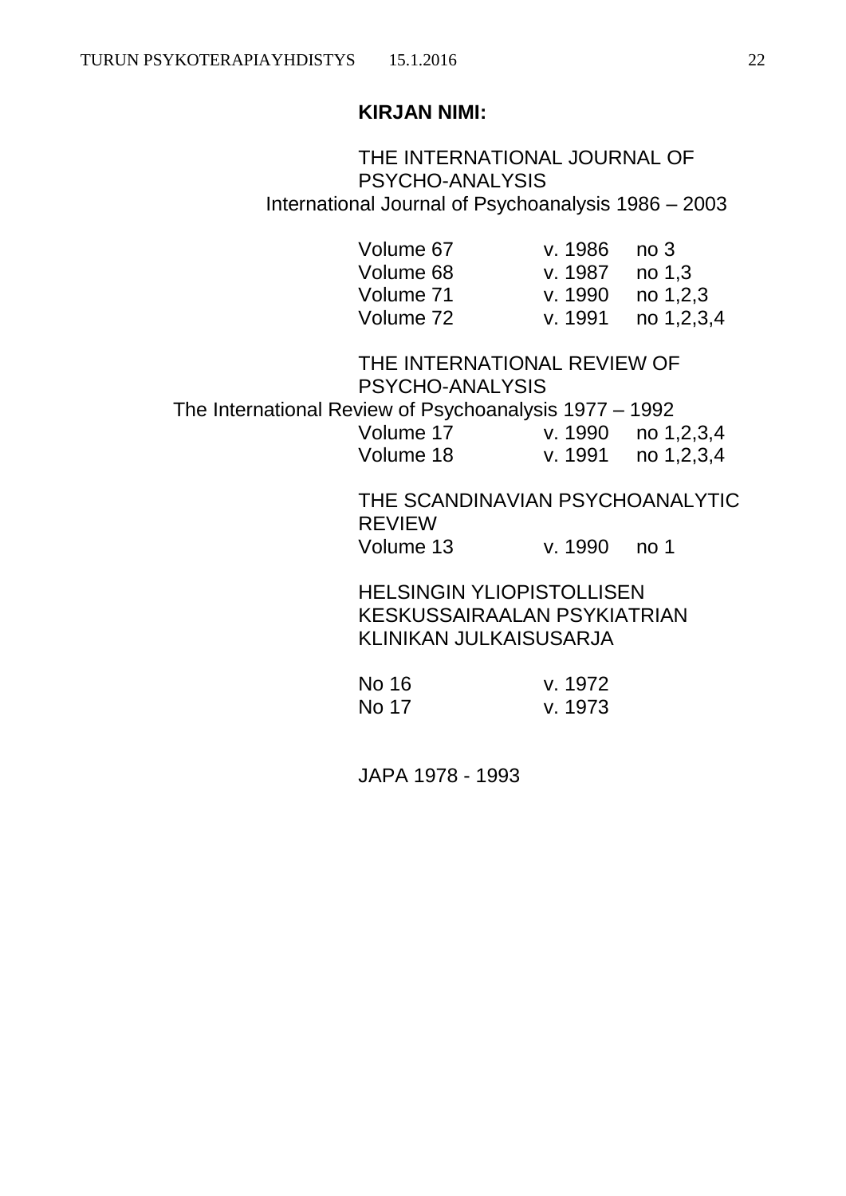**KIRJAN NIMI:**

THE INTERNATIONAL JOURNAL OF PSYCHO-ANALYSIS
International Journal of Psychoanalysis 1986 – 2003

| | | |
|---|---|---|
| Volume 67 | v. 1986 | no 3 |
| Volume 68 | v. 1987 | no 1,3 |
| Volume 71 | v. 1990 | no 1,2,3 |
| Volume 72 | v. 1991 | no 1,2,3,4 |

THE INTERNATIONAL REVIEW OF PSYCHO-ANALYSIS
The International Review of Psychoanalysis 1977 – 1992

| | | |
|---|---|---|
| Volume 17 | v. 1990 | no 1,2,3,4 |
| Volume 18 | v. 1991 | no 1,2,3,4 |

THE SCANDINAVIAN PSYCHOANALYTIC REVIEW

| | | |
|---|---|---|
| Volume 13 | v. 1990 | no 1 |

HELSINGIN YLIOPISTOLLISEN KESKUSSAIRAALAN PSYKIATRIAN KLINIKAN JULKAISUSARJA

| | |
|---|---|
| No 16 | v. 1972 |
| No 17 | v. 1973 |

JAPA 1978 - 1993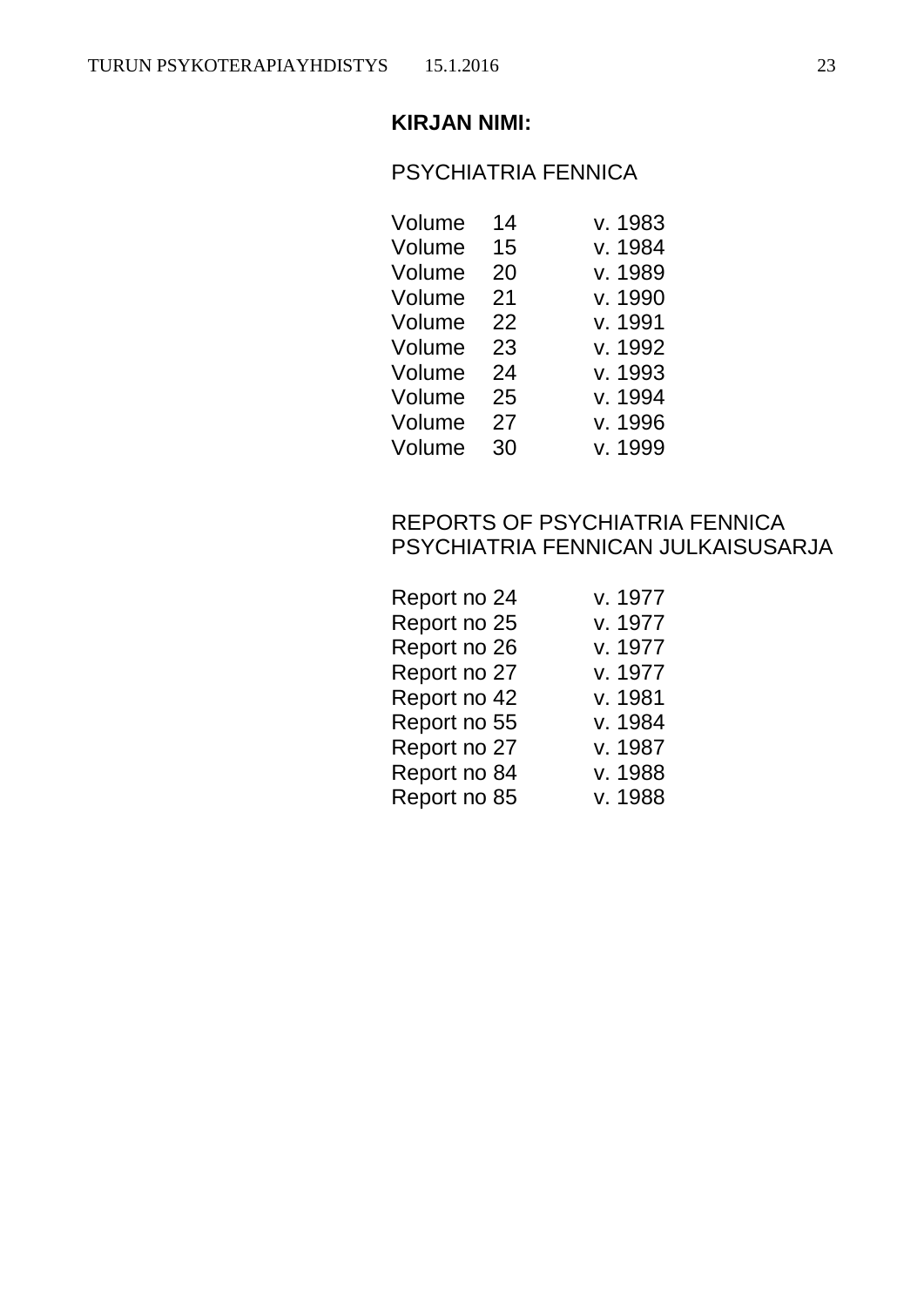**KIRJAN NIMI:**

PSYCHIATRIA FENNICA

| | | |
|---|---|---|
| Volume | 14 | v. 1983 |
| Volume | 15 | v. 1984 |
| Volume | 20 | v. 1989 |
| Volume | 21 | v. 1990 |
| Volume | 22 | v. 1991 |
| Volume | 23 | v. 1992 |
| Volume | 24 | v. 1993 |
| Volume | 25 | v. 1994 |
| Volume | 27 | v. 1996 |
| Volume | 30 | v. 1999 |

REPORTS OF PSYCHIATRIA FENNICA
PSYCHIATRIA FENNICAN JULKAISUSARJA

| | |
|---|---|
| Report no 24 | v. 1977 |
| Report no 25 | v. 1977 |
| Report no 26 | v. 1977 |
| Report no 27 | v. 1977 |
| Report no 42 | v. 1981 |
| Report no 55 | v. 1984 |
| Report no 27 | v. 1987 |
| Report no 84 | v. 1988 |
| Report no 85 | v. 1988 |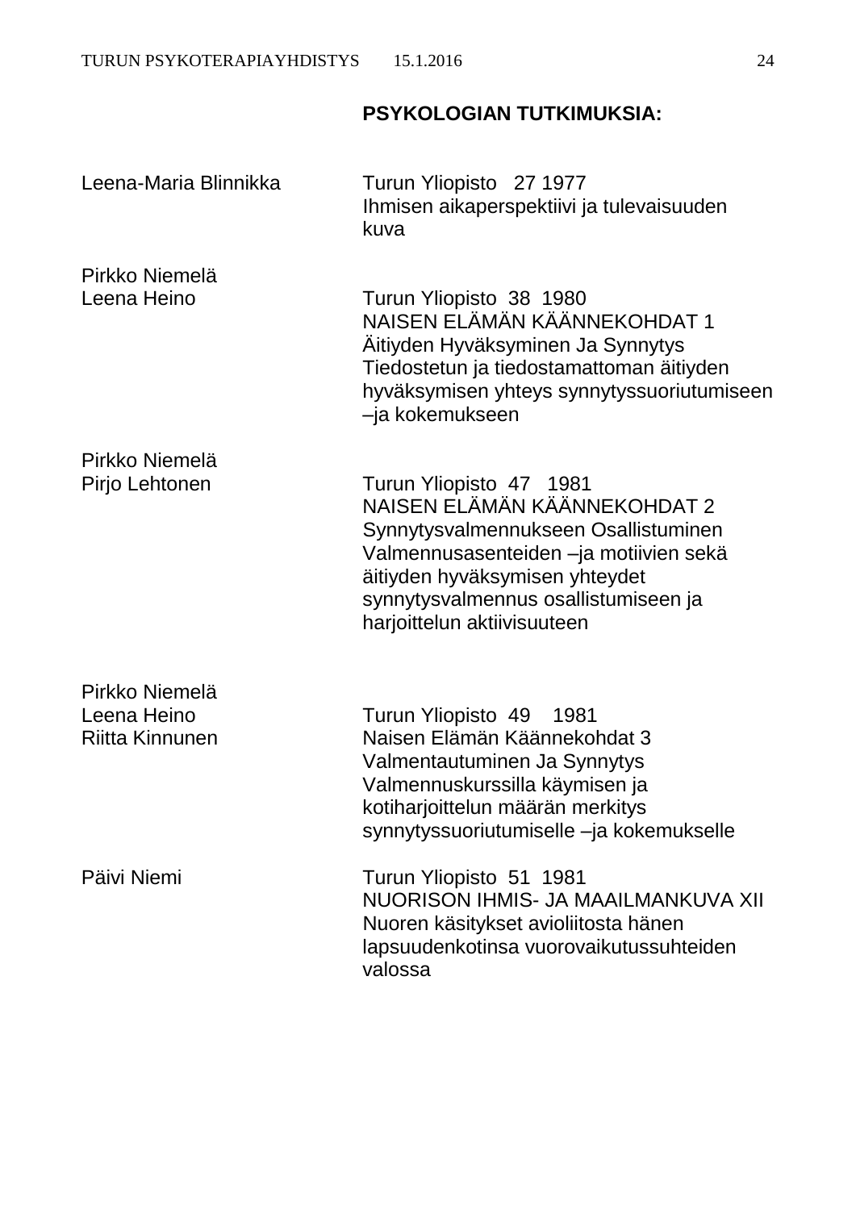## PSYKOLOGIAN TUTKIMUKSIA:

| | |
|---|---|
| Leena-Maria Blinnikka | Turun Yliopisto 27 1977<br>Ihmisen aikaperspektiivi ja tulevaisuuden kuva |
| Pirkko Niemelä<br>Leena Heino | Turun Yliopisto 38 1980<br>NAISEN ELÄMÄN KÄÄNNEKOHDAT 1<br>Äitiyden Hyväksyminen Ja Synnytys<br>Tiedostetun ja tiedostamattoman äitiyden hyväksymisen yhteys synnytyssuoriutumiseen –ja kokemukseen |
| Pirkko Niemelä<br>Pirjo Lehtonen | Turun Yliopisto 47 1981<br>NAISEN ELÄMÄN KÄÄNNEKOHDAT 2<br>Synnytysvalmennukseen Osallistuminen<br>Valmennusasenteiden –ja motiivien sekä äitiyden hyväksymisen yhteydet synnytysvalmennus osallistumiseen ja harjoittelun aktiivisuuteen |
| Pirkko Niemelä<br>Leena Heino<br>Riitta Kinnunen | Turun Yliopisto 49 1981<br>Naisen Elämän Käännekohdat 3<br>Valmentautuminen Ja Synnytys<br>Valmennuskurssilla käymisen ja kotiharjoittelun määrän merkitys synnytyssuoriutumiselle –ja kokemukselle |
| Päivi Niemi | Turun Yliopisto 51 1981<br>NUORISON IHMIS- JA MAAILMANKUVA XII<br>Nuoren käsitykset avioliitosta hänen lapsuudenkotinsa vuorovaikutussuhteiden valossa |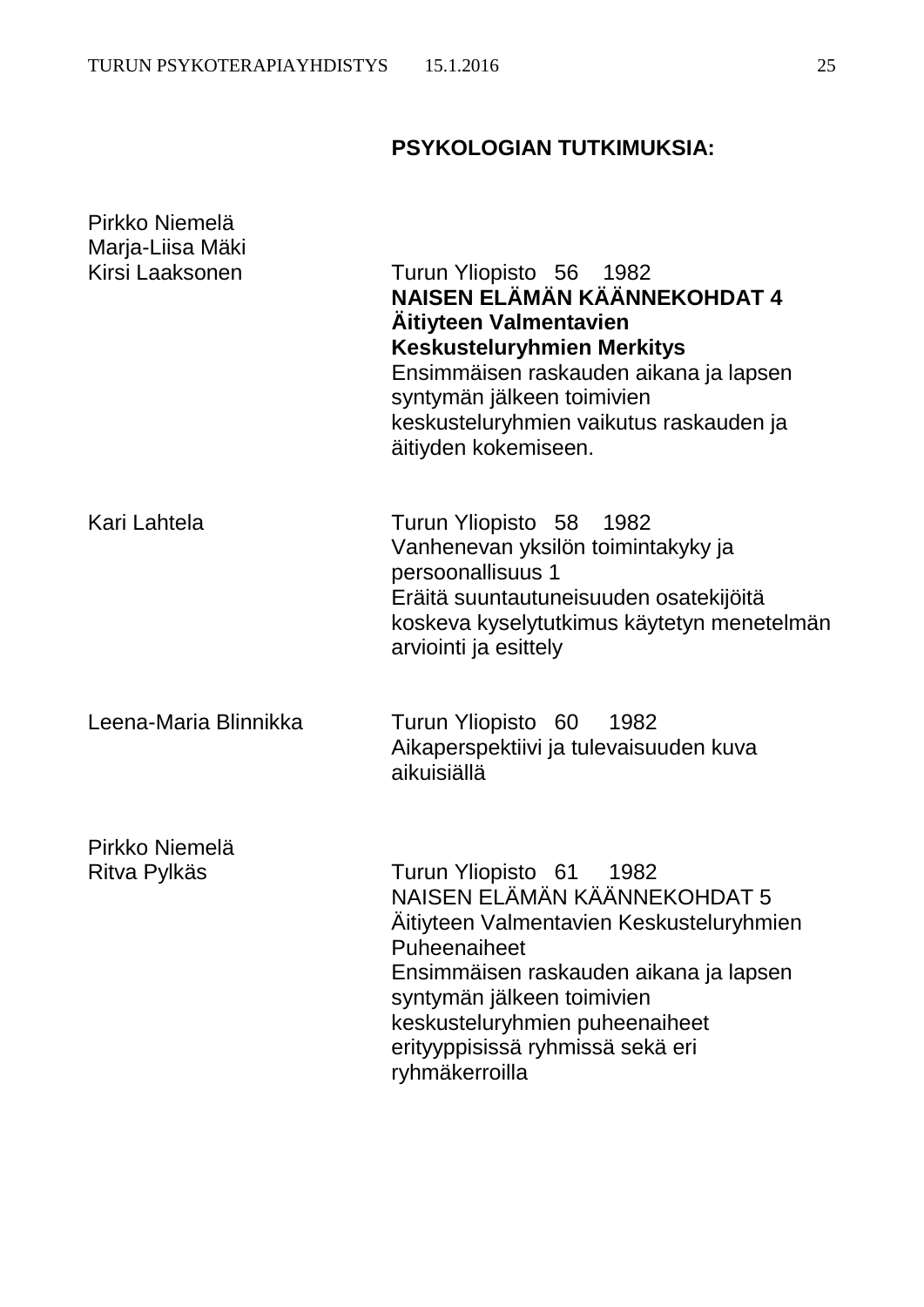## PSYKOLOGIAN TUTKIMUKSIA:

Pirkko Niemelä
Marja-Liisa Mäki
Kirsi Laaksonen

Turun Yliopisto 56 1982
**NAISEN ELÄMÄN KÄÄNNEKOHDAT 4**
**Äitiyteen Valmentavien**
**Keskusteluryhmien Merkitys**
Ensimmäisen raskauden aikana ja lapsen syntymän jälkeen toimivien keskusteluryhmien vaikutus raskauden ja äitiyden kokemiseen.

Kari Lahtela

Turun Yliopisto 58 1982
Vanhenevan yksilön toimintakyky ja persoonallisuus 1
Eräitä suuntautuneisuuden osatekijöitä koskeva kyselytutkimus käytetyn menetelmän arviointi ja esittely

Leena-Maria Blinnikka

Turun Yliopisto 60 1982
Aikaperspektiivi ja tulevaisuuden kuva aikuisiällä

Pirkko Niemelä
Ritva Pylkäs

Turun Yliopisto 61 1982
NAISEN ELÄMÄN KÄÄNNEKOHDAT 5
Äitiyteen Valmentavien Keskusteluryhmien Puheenaiheet
Ensimmäisen raskauden aikana ja lapsen syntymän jälkeen toimivien keskusteluryhmien puheenaiheet erityyppisissä ryhmissä sekä eri ryhmäkerroilla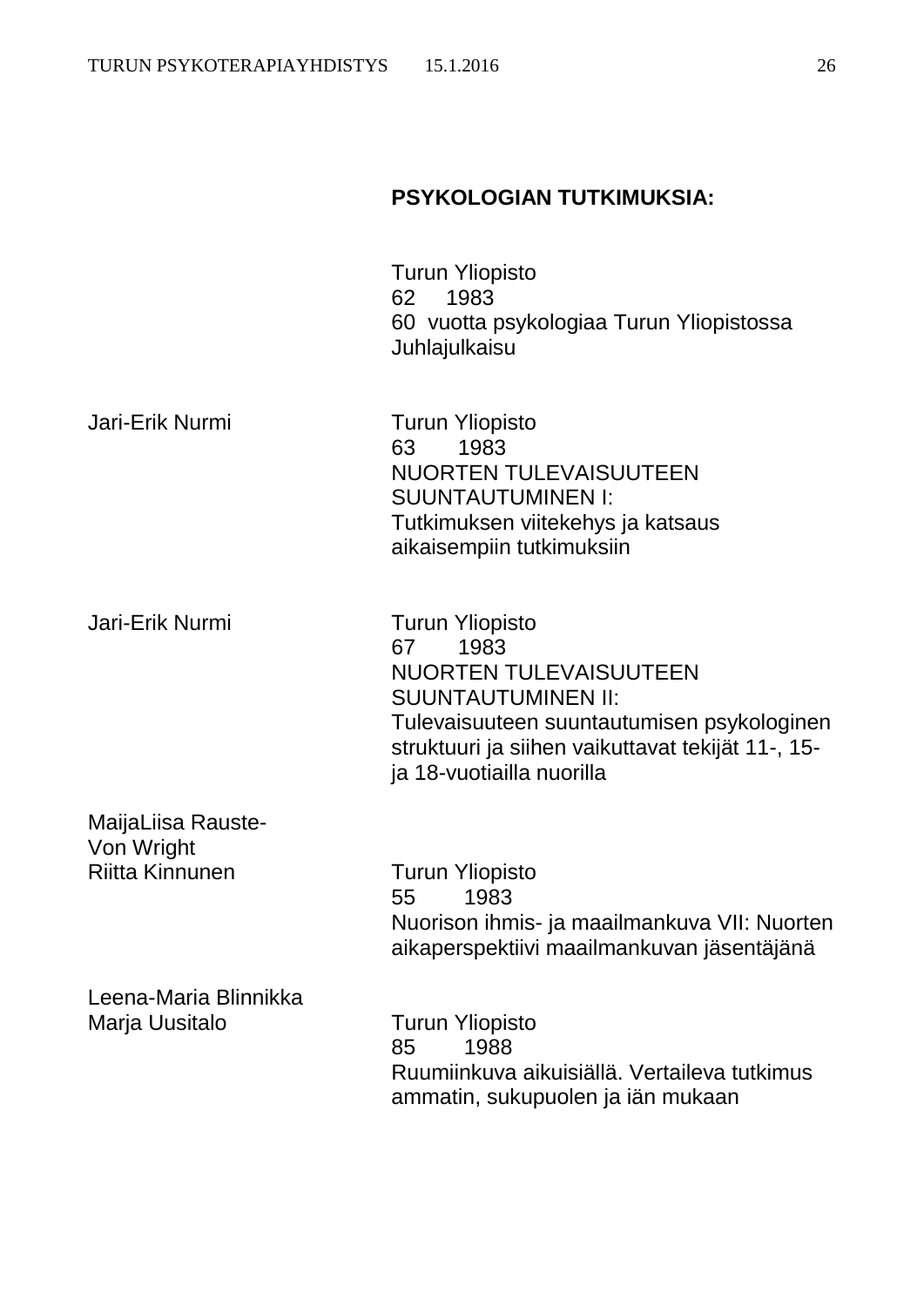## PSYKOLOGIAN TUTKIMUKSIA:

| | |
|---|---|
| | Turun Yliopisto<br>62 1983<br>60 vuotta psykologiaa Turun Yliopistossa<br>Juhlajulkaisu |
| Jari-Erik Nurmi | Turun Yliopisto<br>63 1983<br>NUORTEN TULEVAISUUTEEN SUUNTAUTUMINEN I:<br>Tutkimuksen viitekehys ja katsaus aikaisempiin tutkimuksiin |
| Jari-Erik Nurmi | Turun Yliopisto<br>67 1983<br>NUORTEN TULEVAISUUTEEN SUUNTAUTUMINEN II:<br>Tulevaisuuteen suuntautumisen psykologinen struktuuri ja siihen vaikuttavat tekijät 11-, 15- ja 18-vuotiailla nuorilla |
| MaijaLiisa Rauste-Von Wright<br>Riitta Kinnunen | Turun Yliopisto<br>55 1983<br>Nuorison ihmis- ja maailmankuva VII: Nuorten aikaperspektiivi maailmankuvan jäsentäjänä |
| Leena-Maria Blinnikka<br>Marja Uusitalo | Turun Yliopisto<br>85 1988<br>Ruumiinkuva aikuisiällä. Vertaileva tutkimus ammatin, sukupuolen ja iän mukaan |